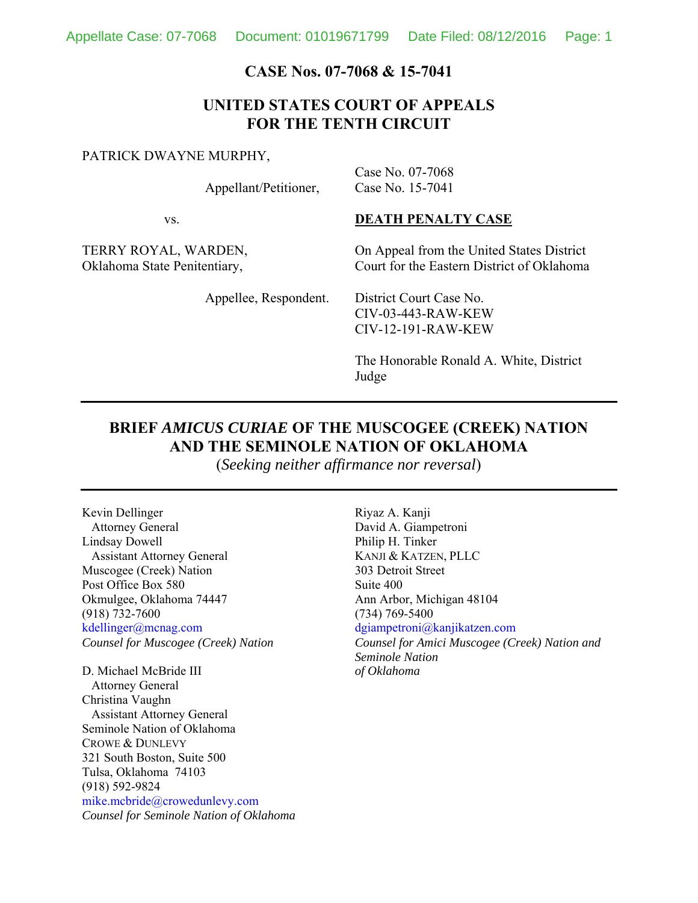**CASE Nos. 07-7068 & 15-7041**

**UNITED STATES COURT OF APPEALS**
**FOR THE TENTH CIRCUIT**

PATRICK DWAYNE MURPHY,

Appellant/Petitioner,

vs.

TERRY ROYAL, WARDEN,
Oklahoma State Penitentiary,

Appellee, Respondent.

Case No. 07-7068
Case No. 15-7041

**DEATH PENALTY CASE**

On Appeal from the United States District Court for the Eastern District of Oklahoma

District Court Case No.
CIV-03-443-RAW-KEW
CIV-12-191-RAW-KEW

The Honorable Ronald A. White, District Judge

---

# BRIEF *AMICUS CURIAE* OF THE MUSCOGEE (CREEK) NATION AND THE SEMINOLE NATION OF OKLAHOMA

(*Seeking neither affirmance nor reversal*)

---

Kevin Dellinger
Attorney General
Lindsay Dowell
Assistant Attorney General
Muscogee (Creek) Nation
Post Office Box 580
Okmulgee, Oklahoma 74447
(918) 732-7600
kdellinger@mcnag.com
*Counsel for Muscogee (Creek) Nation*

D. Michael McBride III
Attorney General
Christina Vaughn
Assistant Attorney General
Seminole Nation of Oklahoma
CROWE & DUNLEVY
321 South Boston, Suite 500
Tulsa, Oklahoma 74103
(918) 592-9824
mike.mcbride@crowedunlevy.com
*Counsel for Seminole Nation of Oklahoma*

Riyaz A. Kanji
David A. Giampetroni
Philip H. Tinker
KANJI & KATZEN, PLLC
303 Detroit Street
Suite 400
Ann Arbor, Michigan 48104
(734) 769-5400
dgiampetroni@kanjikatzen.com
*Counsel for Amici Muscogee (Creek) Nation and Seminole Nation of Oklahoma*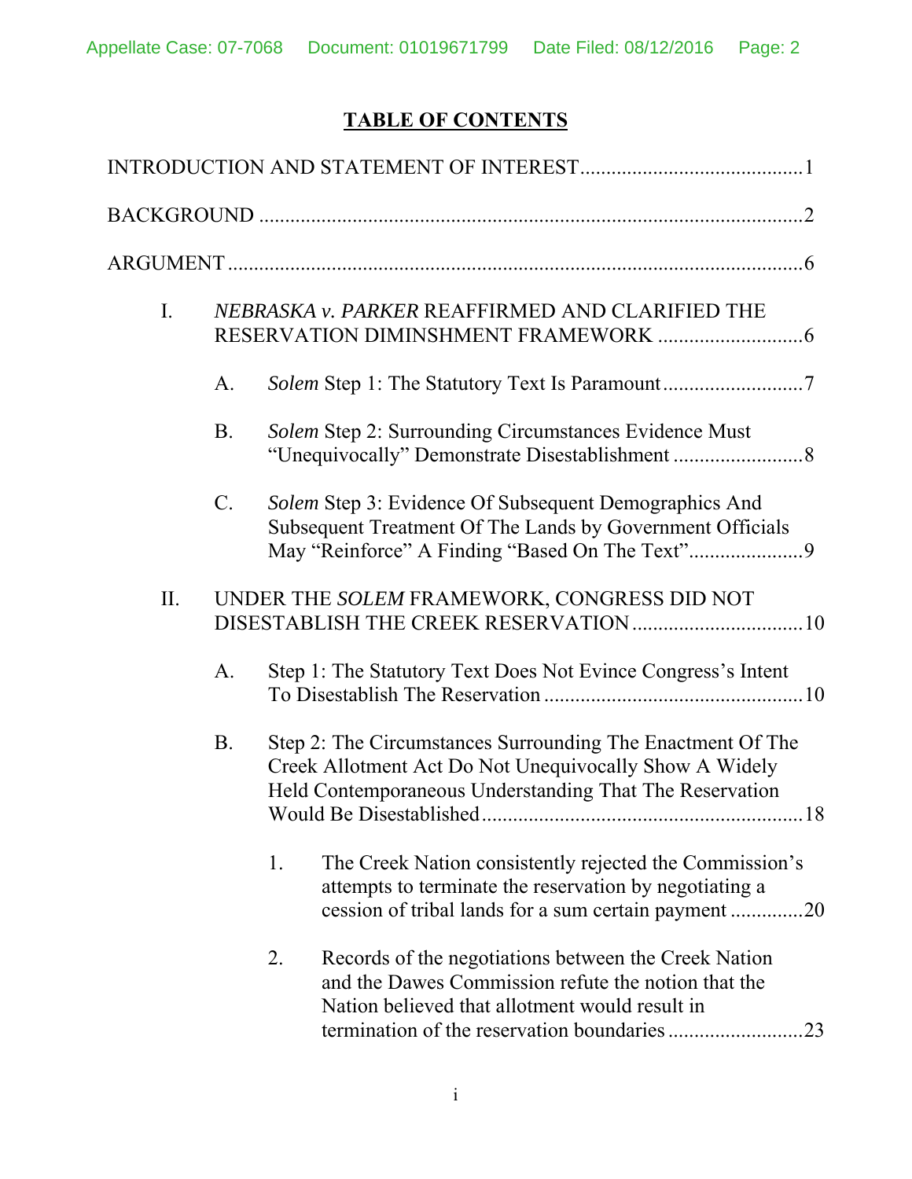## TABLE OF CONTENTS

INTRODUCTION AND STATEMENT OF INTEREST ........................................... 1

BACKGROUND ......................................................................................................... 2

ARGUMENT ............................................................................................................. 6

I. *NEBRASKA v. PARKER* REAFFIRMED AND CLARIFIED THE RESERVATION DIMINSHMENT FRAMEWORK ............................ 6

   A. *Solem* Step 1: The Statutory Text Is Paramount ........................... 7

   B. *Solem* Step 2: Surrounding Circumstances Evidence Must "Unequivocally" Demonstrate Disestablishment ......................... 8

   C. *Solem* Step 3: Evidence Of Subsequent Demographics And Subsequent Treatment Of The Lands by Government Officials May "Reinforce" A Finding "Based On The Text" ...................... 9

II. UNDER THE *SOLEM* FRAMEWORK, CONGRESS DID NOT DISESTABLISH THE CREEK RESERVATION ................................. 10

   A. Step 1: The Statutory Text Does Not Evince Congress's Intent To Disestablish The Reservation .................................................. 10

   B. Step 2: The Circumstances Surrounding The Enactment Of The Creek Allotment Act Do Not Unequivocally Show A Widely Held Contemporaneous Understanding That The Reservation Would Be Disestablished ............................................................. 18

      1. The Creek Nation consistently rejected the Commission's attempts to terminate the reservation by negotiating a cession of tribal lands for a sum certain payment .............. 20

      2. Records of the negotiations between the Creek Nation and the Dawes Commission refute the notion that the Nation believed that allotment would result in termination of the reservation boundaries .......................... 23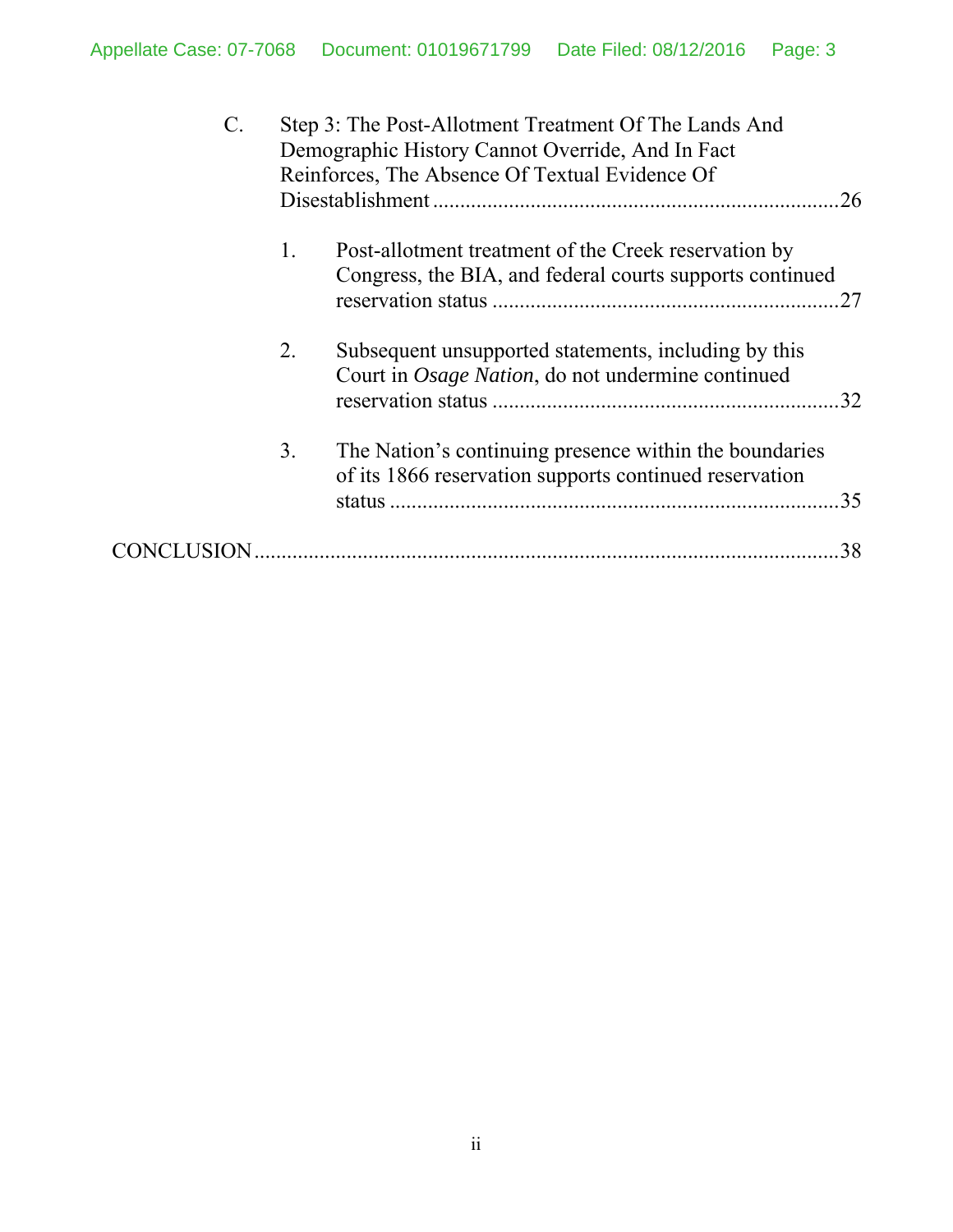C. Step 3: The Post-Allotment Treatment Of The Lands And Demographic History Cannot Override, And In Fact Reinforces, The Absence Of Textual Evidence Of Disestablishment .......................................................................... 26

1. Post-allotment treatment of the Creek reservation by Congress, the BIA, and federal courts supports continued reservation status ............................................................... 27

2. Subsequent unsupported statements, including by this Court in *Osage Nation*, do not undermine continued reservation status ............................................................... 32

3. The Nation's continuing presence within the boundaries of its 1866 reservation supports continued reservation status ................................................................................. 35

CONCLUSION .......................................................................................................... 38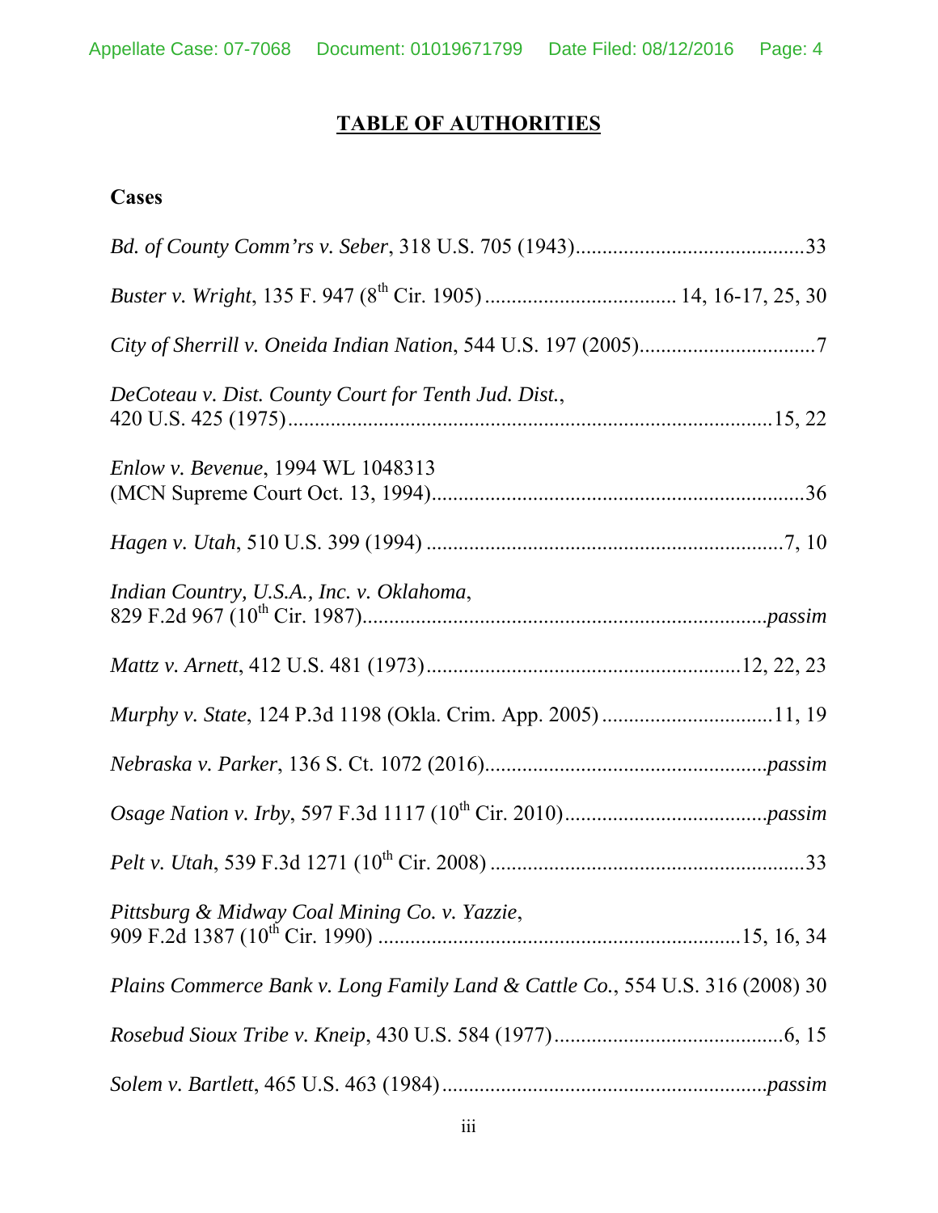# TABLE OF AUTHORITIES

**Cases**

*Bd. of County Comm'rs v. Seber*, 318 U.S. 705 (1943)....................................33

*Buster v. Wright*, 135 F. 947 (8th Cir. 1905) .................................... 14, 16-17, 25, 30

*City of Sherrill v. Oneida Indian Nation*, 544 U.S. 197 (2005).................................7

*DeCoteau v. Dist. County Court for Tenth Jud. Dist.*, 420 U.S. 425 (1975)........................................................................................15, 22

*Enlow v. Bevenue*, 1994 WL 1048313 (MCN Supreme Court Oct. 13, 1994).....................................................................36

*Hagen v. Utah*, 510 U.S. 399 (1994) ....................................................................7, 10

*Indian Country, U.S.A., Inc. v. Oklahoma*, 829 F.2d 967 (10th Cir. 1987)...........................................................................*passim*

*Mattz v. Arnett*, 412 U.S. 481 (1973)..........................................................12, 22, 23

*Murphy v. State*, 124 P.3d 1198 (Okla. Crim. App. 2005) ................................11, 19

*Nebraska v. Parker*, 136 S. Ct. 1072 (2016)....................................................*passim*

*Osage Nation v. Irby*, 597 F.3d 1117 (10th Cir. 2010).......................................*passim*

*Pelt v. Utah*, 539 F.3d 1271 (10th Cir. 2008) ..........................................................33

*Pittsburg & Midway Coal Mining Co. v. Yazzie*, 909 F.2d 1387 (10th Cir. 1990) ..................................................................15, 16, 34

*Plains Commerce Bank v. Long Family Land & Cattle Co.*, 554 U.S. 316 (2008) 30

*Rosebud Sioux Tribe v. Kneip*, 430 U.S. 584 (1977)..........................................6, 15

*Solem v. Bartlett*, 465 U.S. 463 (1984)............................................................*passim*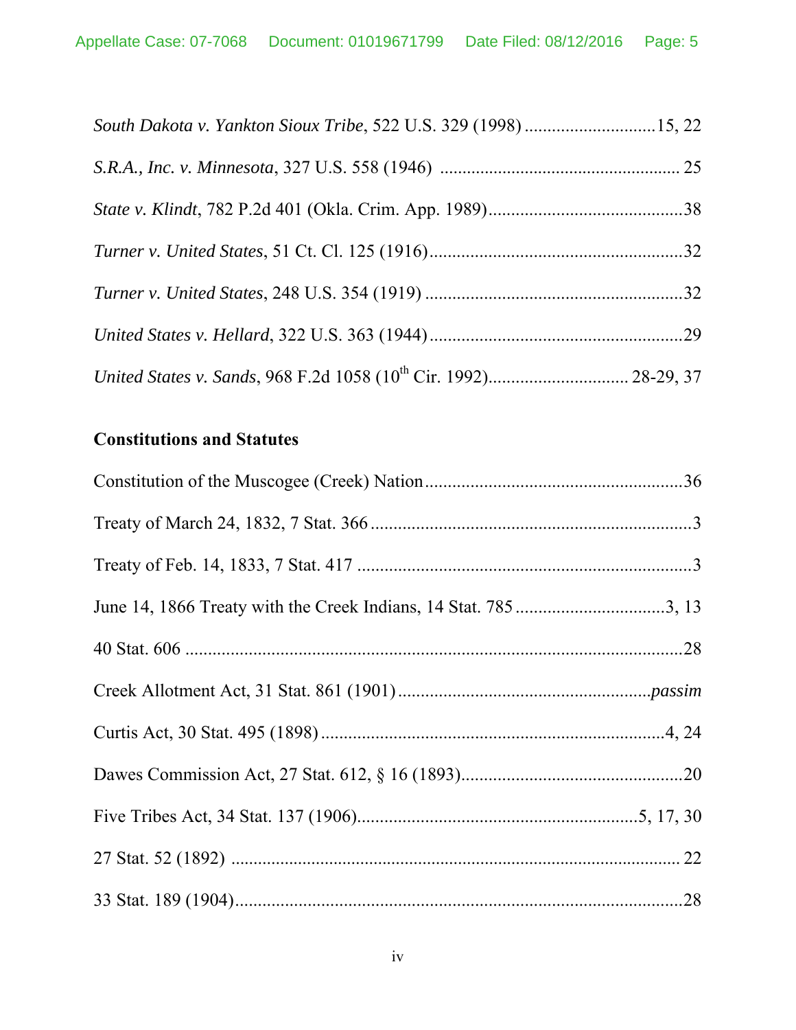*South Dakota v. Yankton Sioux Tribe*, 522 U.S. 329 (1998) ............................15, 22

*S.R.A., Inc. v. Minnesota*, 327 U.S. 558 (1946) ..................................................... 25

*State v. Klindt*, 782 P.2d 401 (Okla. Crim. App. 1989)...........................................38

*Turner v. United States*, 51 Ct. Cl. 125 (1916).......................................................32

*Turner v. United States*, 248 U.S. 354 (1919) ........................................................32

*United States v. Hellard*, 322 U.S. 363 (1944).......................................................29

*United States v. Sands*, 968 F.2d 1058 (10th Cir. 1992).............................. 28-29, 37

**Constitutions and Statutes**

Constitution of the Muscogee (Creek) Nation........................................................36

Treaty of March 24, 1832, 7 Stat. 366......................................................................3

Treaty of Feb. 14, 1833, 7 Stat. 417 .........................................................................3

June 14, 1866 Treaty with the Creek Indians, 14 Stat. 785 ................................3, 13

40 Stat. 606 ..............................................................................................................28

Creek Allotment Act, 31 Stat. 861 (1901).......................................................*passim*

Curtis Act, 30 Stat. 495 (1898)............................................................................4, 24

Dawes Commission Act, 27 Stat. 612, § 16 (1893).................................................20

Five Tribes Act, 34 Stat. 137 (1906)...........................................................5, 17, 30

27 Stat. 52 (1892) .................................................................................................... 22

33 Stat. 189 (1904)...................................................................................................28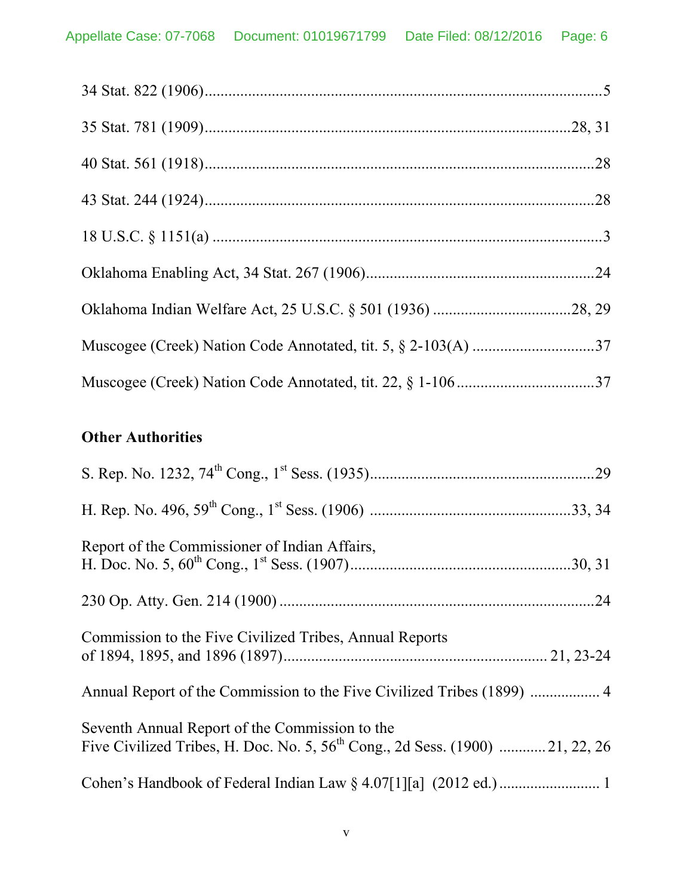34 Stat. 822 (1906)....................................................................................................5

35 Stat. 781 (1909)..........................................................................................28, 31

40 Stat. 561 (1918)..................................................................................................28

43 Stat. 244 (1924)..................................................................................................28

18 U.S.C. § 1151(a) ..................................................................................................3

Oklahoma Enabling Act, 34 Stat. 267 (1906).........................................................24

Oklahoma Indian Welfare Act, 25 U.S.C. § 501 (1936) ..................................28, 29

Muscogee (Creek) Nation Code Annotated, tit. 5, § 2-103(A) ...............................37

Muscogee (Creek) Nation Code Annotated, tit. 22, § 1-106..................................37

**Other Authorities**

S. Rep. No. 1232, 74th Cong., 1st Sess. (1935)........................................................29

H. Rep. No. 496, 59th Cong., 1st Sess. (1906) ..................................................33, 34

Report of the Commissioner of Indian Affairs,
H. Doc. No. 5, 60th Cong., 1st Sess. (1907).......................................................30, 31

230 Op. Atty. Gen. 214 (1900) ................................................................................24

Commission to the Five Civilized Tribes, Annual Reports
of 1894, 1895, and 1896 (1897)................................................................ 21, 23-24

Annual Report of the Commission to the Five Civilized Tribes (1899) ................. 4

Seventh Annual Report of the Commission to the
Five Civilized Tribes, H. Doc. No. 5, 56th Cong., 2d Sess. (1900) ........... 21, 22, 26

Cohen's Handbook of Federal Indian Law § 4.07[1][a] (2012 ed.)......................... 1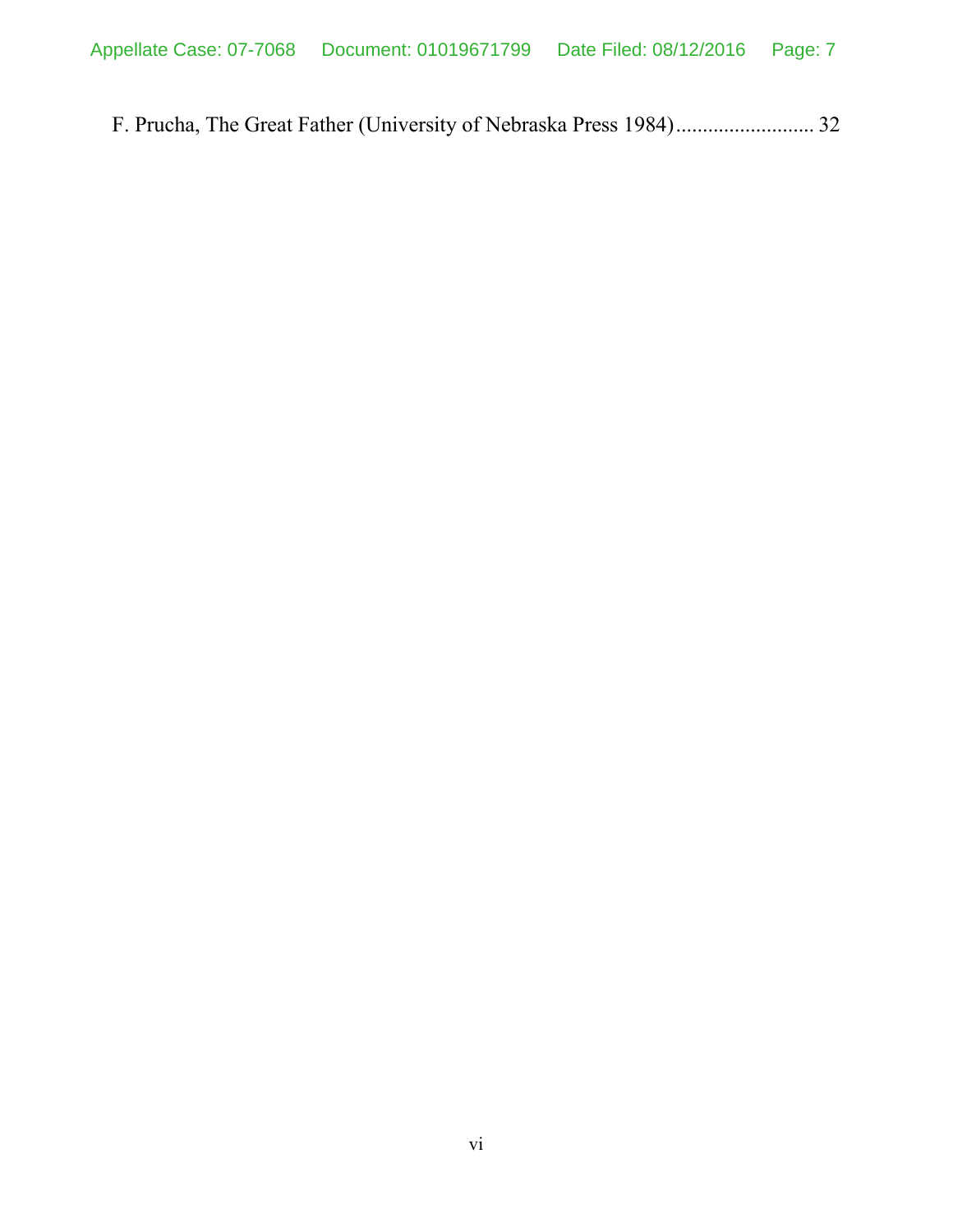F. Prucha, The Great Father (University of Nebraska Press 1984) .......................... 32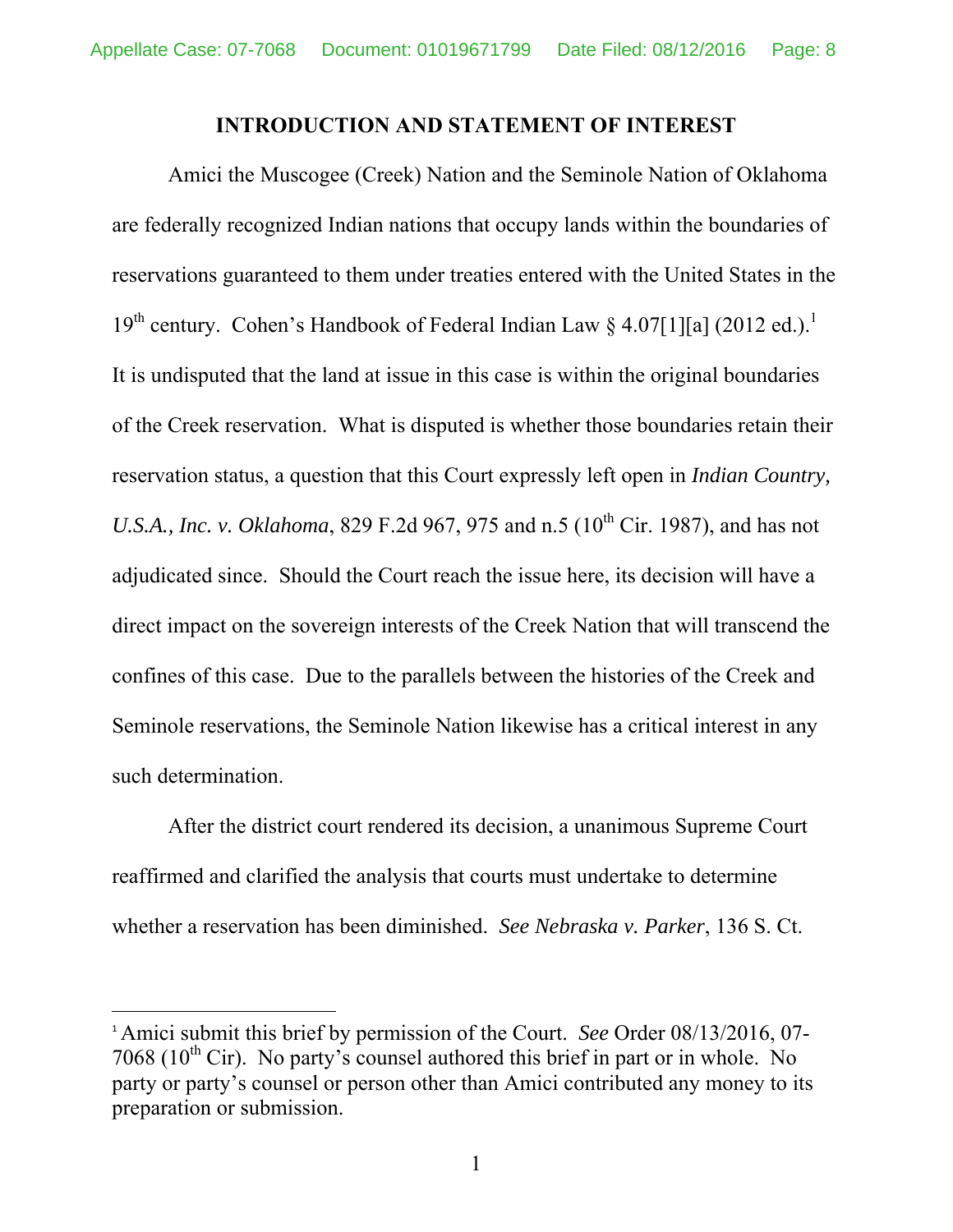## INTRODUCTION AND STATEMENT OF INTEREST

Amici the Muscogee (Creek) Nation and the Seminole Nation of Oklahoma are federally recognized Indian nations that occupy lands within the boundaries of reservations guaranteed to them under treaties entered with the United States in the 19th century. Cohen's Handbook of Federal Indian Law § 4.07[1][a] (2012 ed.).[1] It is undisputed that the land at issue in this case is within the original boundaries of the Creek reservation. What is disputed is whether those boundaries retain their reservation status, a question that this Court expressly left open in *Indian Country, U.S.A., Inc. v. Oklahoma*, 829 F.2d 967, 975 and n.5 (10th Cir. 1987), and has not adjudicated since. Should the Court reach the issue here, its decision will have a direct impact on the sovereign interests of the Creek Nation that will transcend the confines of this case. Due to the parallels between the histories of the Creek and Seminole reservations, the Seminole Nation likewise has a critical interest in any such determination.

After the district court rendered its decision, a unanimous Supreme Court reaffirmed and clarified the analysis that courts must undertake to determine whether a reservation has been diminished. *See Nebraska v. Parker*, 136 S. Ct.

---

[1] Amici submit this brief by permission of the Court. *See* Order 08/13/2016, 07-7068 (10th Cir). No party's counsel authored this brief in part or in whole. No party or party's counsel or person other than Amici contributed any money to its preparation or submission.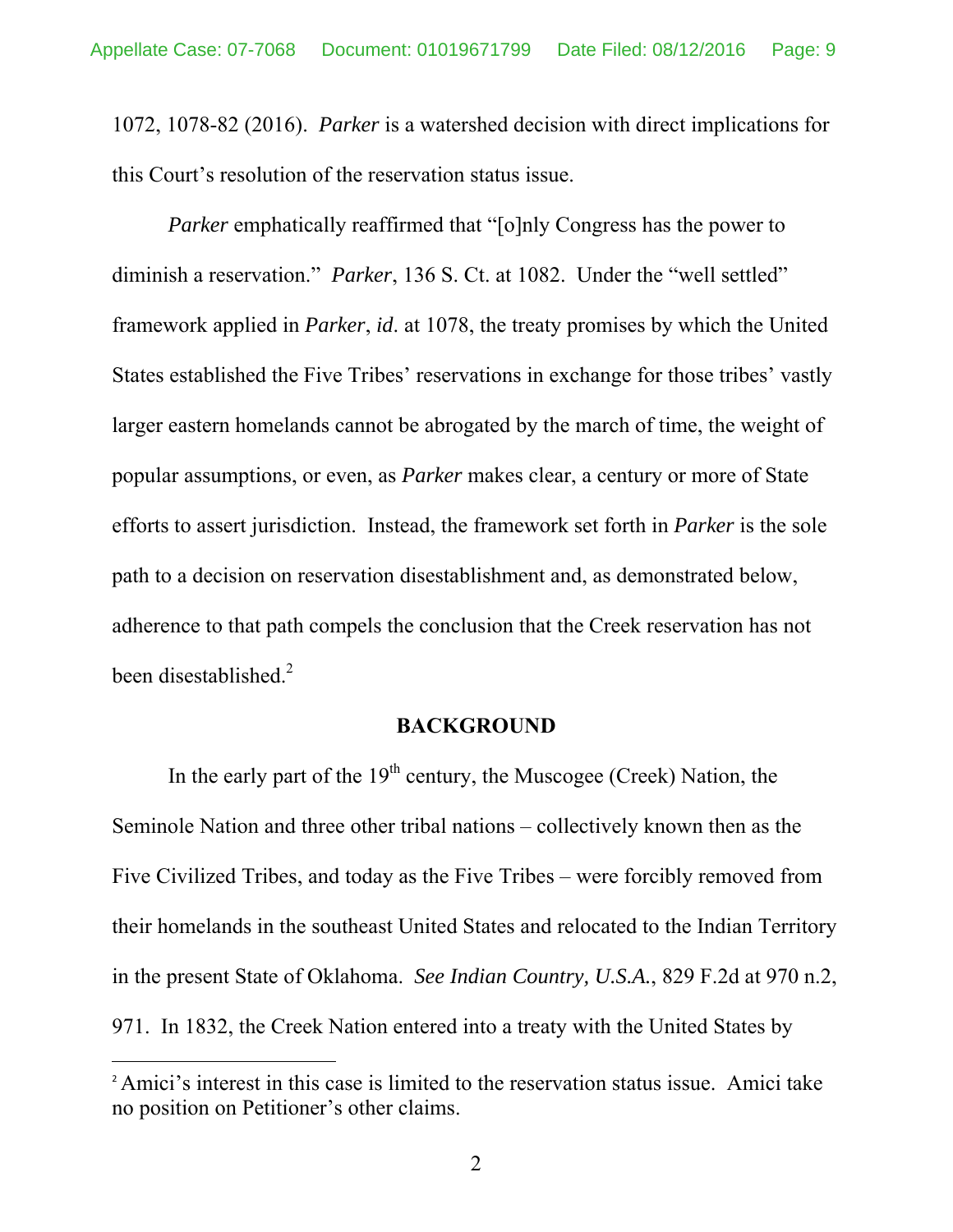1072, 1078-82 (2016). *Parker* is a watershed decision with direct implications for this Court's resolution of the reservation status issue.

*Parker* emphatically reaffirmed that "[o]nly Congress has the power to diminish a reservation." *Parker*, 136 S. Ct. at 1082. Under the "well settled" framework applied in *Parker*, *id*. at 1078, the treaty promises by which the United States established the Five Tribes' reservations in exchange for those tribes' vastly larger eastern homelands cannot be abrogated by the march of time, the weight of popular assumptions, or even, as *Parker* makes clear, a century or more of State efforts to assert jurisdiction. Instead, the framework set forth in *Parker* is the sole path to a decision on reservation disestablishment and, as demonstrated below, adherence to that path compels the conclusion that the Creek reservation has not been disestablished.[2]

## BACKGROUND

In the early part of the 19th century, the Muscogee (Creek) Nation, the Seminole Nation and three other tribal nations – collectively known then as the Five Civilized Tribes, and today as the Five Tribes – were forcibly removed from their homelands in the southeast United States and relocated to the Indian Territory in the present State of Oklahoma. *See Indian Country, U.S.A.*, 829 F.2d at 970 n.2, 971. In 1832, the Creek Nation entered into a treaty with the United States by

[2] Amici's interest in this case is limited to the reservation status issue. Amici take no position on Petitioner's other claims.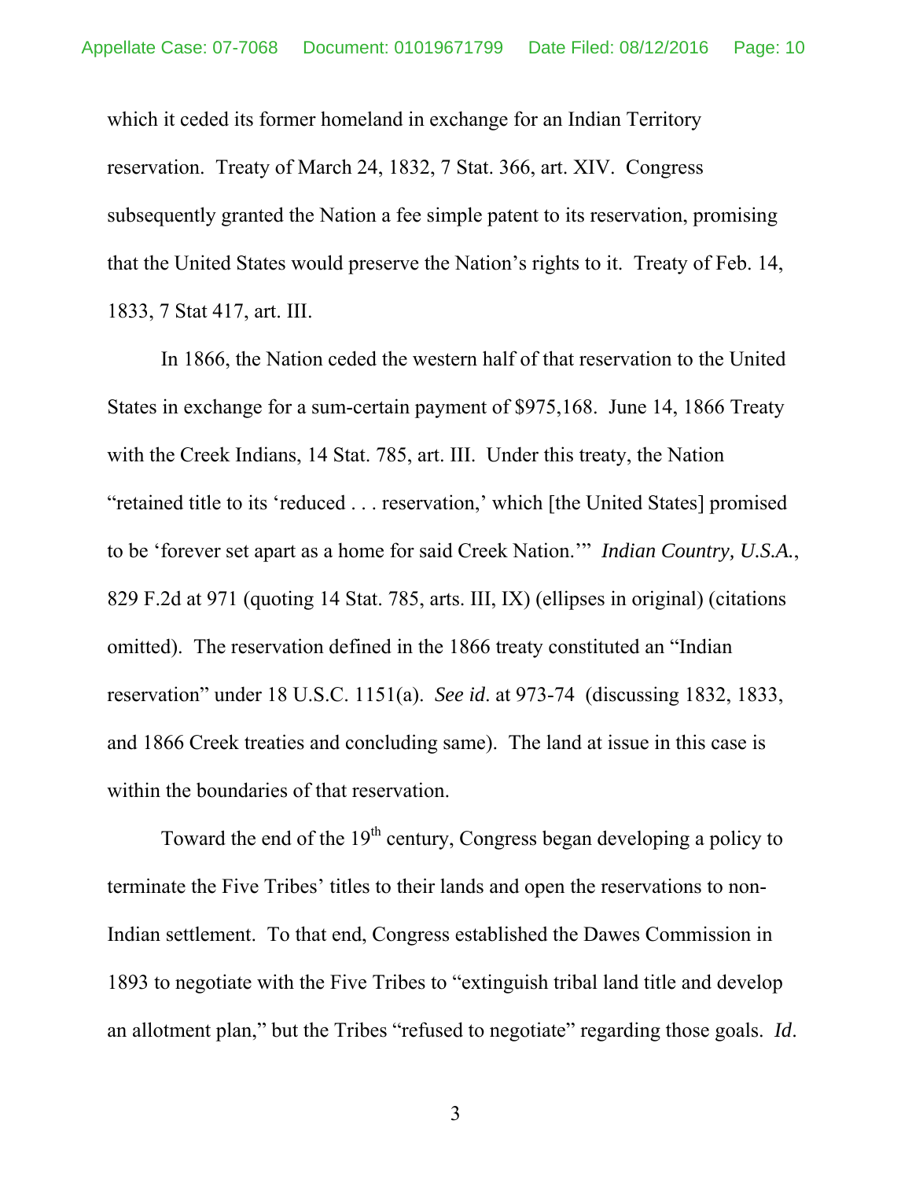which it ceded its former homeland in exchange for an Indian Territory reservation. Treaty of March 24, 1832, 7 Stat. 366, art. XIV. Congress subsequently granted the Nation a fee simple patent to its reservation, promising that the United States would preserve the Nation's rights to it. Treaty of Feb. 14, 1833, 7 Stat 417, art. III.

In 1866, the Nation ceded the western half of that reservation to the United States in exchange for a sum-certain payment of $975,168. June 14, 1866 Treaty with the Creek Indians, 14 Stat. 785, art. III. Under this treaty, the Nation "retained title to its 'reduced . . . reservation,' which [the United States] promised to be 'forever set apart as a home for said Creek Nation.'" *Indian Country, U.S.A.*, 829 F.2d at 971 (quoting 14 Stat. 785, arts. III, IX) (ellipses in original) (citations omitted). The reservation defined in the 1866 treaty constituted an "Indian reservation" under 18 U.S.C. 1151(a). *See id*. at 973-74 (discussing 1832, 1833, and 1866 Creek treaties and concluding same). The land at issue in this case is within the boundaries of that reservation.

Toward the end of the 19th century, Congress began developing a policy to terminate the Five Tribes' titles to their lands and open the reservations to non-Indian settlement. To that end, Congress established the Dawes Commission in 1893 to negotiate with the Five Tribes to "extinguish tribal land title and develop an allotment plan," but the Tribes "refused to negotiate" regarding those goals. *Id*.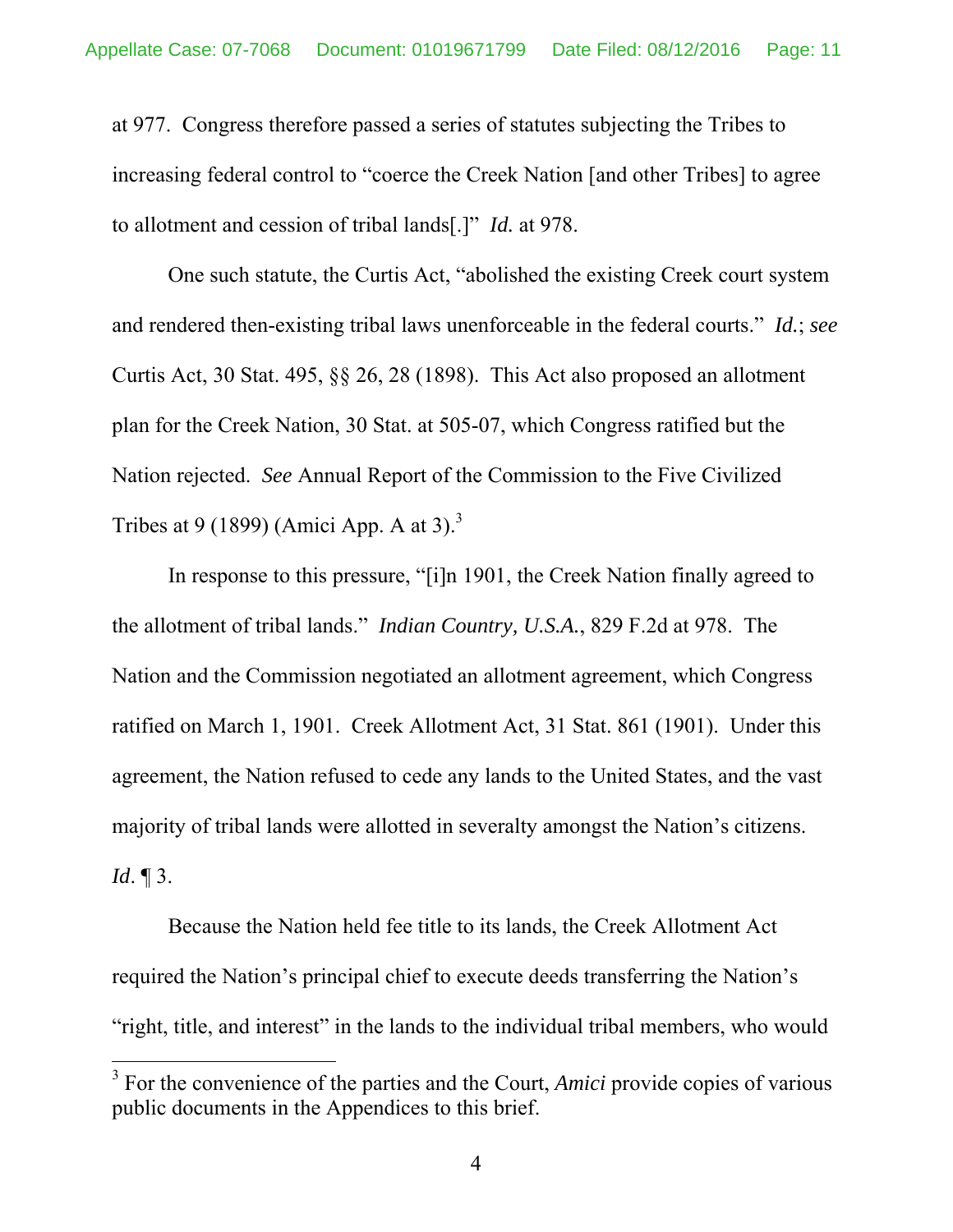at 977. Congress therefore passed a series of statutes subjecting the Tribes to increasing federal control to "coerce the Creek Nation [and other Tribes] to agree to allotment and cession of tribal lands[.]" *Id.* at 978.

One such statute, the Curtis Act, "abolished the existing Creek court system and rendered then-existing tribal laws unenforceable in the federal courts." *Id.*; *see* Curtis Act, 30 Stat. 495, §§ 26, 28 (1898). This Act also proposed an allotment plan for the Creek Nation, 30 Stat. at 505-07, which Congress ratified but the Nation rejected. *See* Annual Report of the Commission to the Five Civilized Tribes at 9 (1899) (Amici App. A at 3).[3]

In response to this pressure, "[i]n 1901, the Creek Nation finally agreed to the allotment of tribal lands." *Indian Country, U.S.A.*, 829 F.2d at 978. The Nation and the Commission negotiated an allotment agreement, which Congress ratified on March 1, 1901. Creek Allotment Act, 31 Stat. 861 (1901). Under this agreement, the Nation refused to cede any lands to the United States, and the vast majority of tribal lands were allotted in severalty amongst the Nation's citizens. *Id*. ¶ 3.

Because the Nation held fee title to its lands, the Creek Allotment Act required the Nation's principal chief to execute deeds transferring the Nation's "right, title, and interest" in the lands to the individual tribal members, who would

---

[3] For the convenience of the parties and the Court, *Amici* provide copies of various public documents in the Appendices to this brief.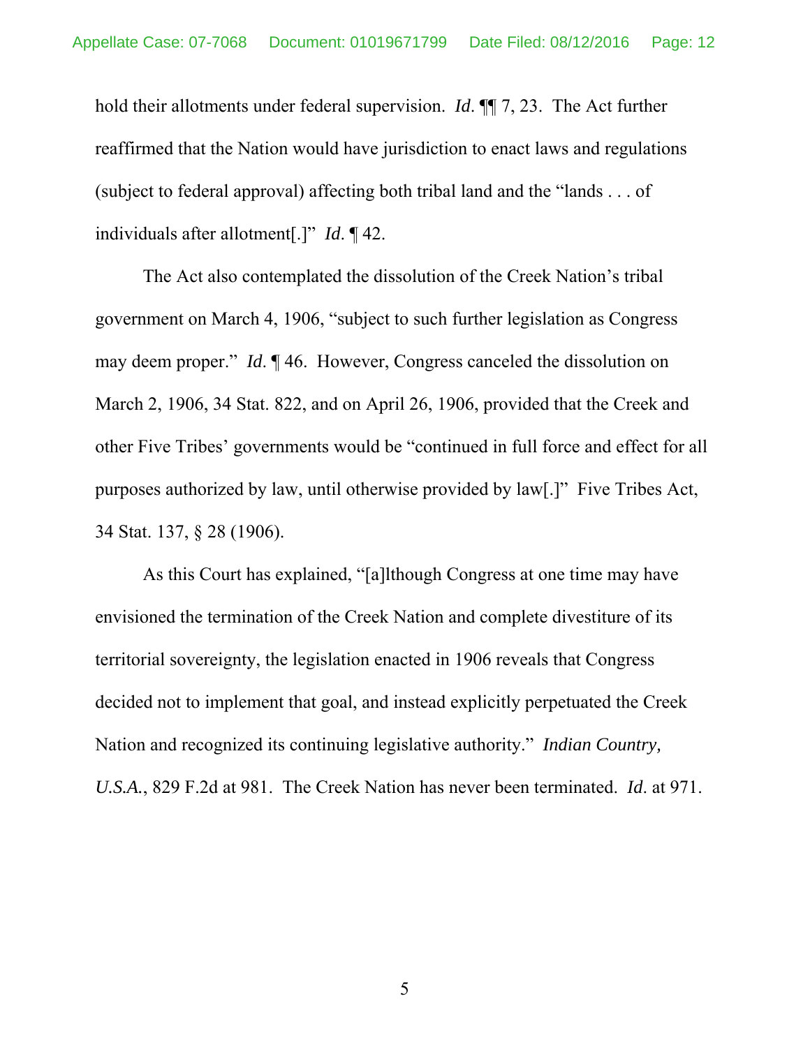hold their allotments under federal supervision. *Id.* ¶¶ 7, 23. The Act further reaffirmed that the Nation would have jurisdiction to enact laws and regulations (subject to federal approval) affecting both tribal land and the "lands . . . of individuals after allotment[.]" *Id.* ¶ 42.

The Act also contemplated the dissolution of the Creek Nation's tribal government on March 4, 1906, "subject to such further legislation as Congress may deem proper." *Id.* ¶ 46. However, Congress canceled the dissolution on March 2, 1906, 34 Stat. 822, and on April 26, 1906, provided that the Creek and other Five Tribes' governments would be "continued in full force and effect for all purposes authorized by law, until otherwise provided by law[.]" Five Tribes Act, 34 Stat. 137, § 28 (1906).

As this Court has explained, "[a]lthough Congress at one time may have envisioned the termination of the Creek Nation and complete divestiture of its territorial sovereignty, the legislation enacted in 1906 reveals that Congress decided not to implement that goal, and instead explicitly perpetuated the Creek Nation and recognized its continuing legislative authority." *Indian Country, U.S.A.*, 829 F.2d at 981. The Creek Nation has never been terminated. *Id.* at 971.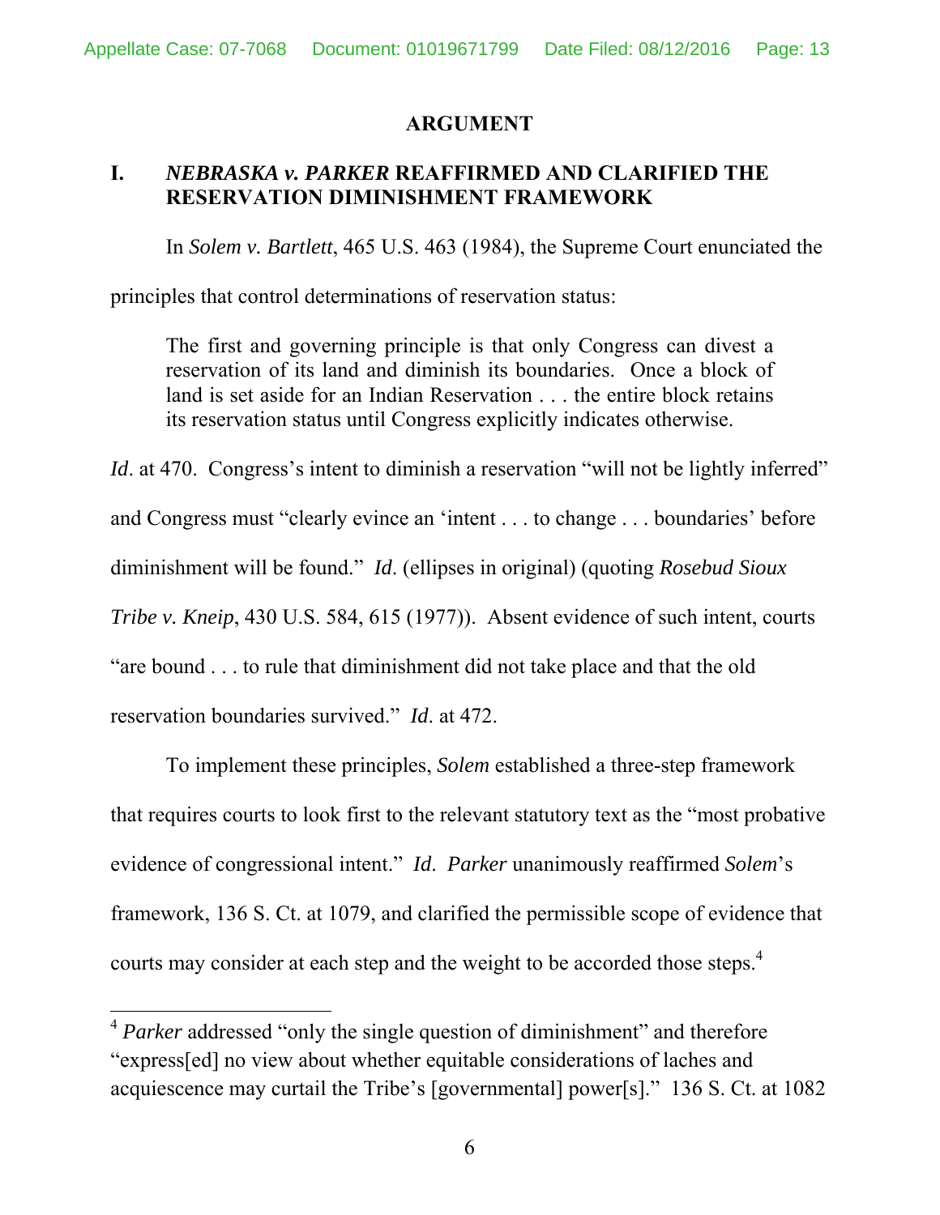## ARGUMENT

### I. *NEBRASKA v. PARKER* REAFFIRMED AND CLARIFIED THE RESERVATION DIMINISHMENT FRAMEWORK

In *Solem v. Bartlett*, 465 U.S. 463 (1984), the Supreme Court enunciated the principles that control determinations of reservation status:

> The first and governing principle is that only Congress can divest a reservation of its land and diminish its boundaries. Once a block of land is set aside for an Indian Reservation . . . the entire block retains its reservation status until Congress explicitly indicates otherwise.

*Id*. at 470. Congress's intent to diminish a reservation "will not be lightly inferred" and Congress must "clearly evince an 'intent . . . to change . . . boundaries' before diminishment will be found." *Id*. (ellipses in original) (quoting *Rosebud Sioux Tribe v. Kneip*, 430 U.S. 584, 615 (1977)). Absent evidence of such intent, courts "are bound . . . to rule that diminishment did not take place and that the old reservation boundaries survived." *Id*. at 472.

To implement these principles, *Solem* established a three-step framework that requires courts to look first to the relevant statutory text as the "most probative evidence of congressional intent." *Id*. *Parker* unanimously reaffirmed *Solem*'s framework, 136 S. Ct. at 1079, and clarified the permissible scope of evidence that courts may consider at each step and the weight to be accorded those steps.[4]

[4] *Parker* addressed "only the single question of diminishment" and therefore "express[ed] no view about whether equitable considerations of laches and acquiescence may curtail the Tribe's [governmental] power[s]." 136 S. Ct. at 1082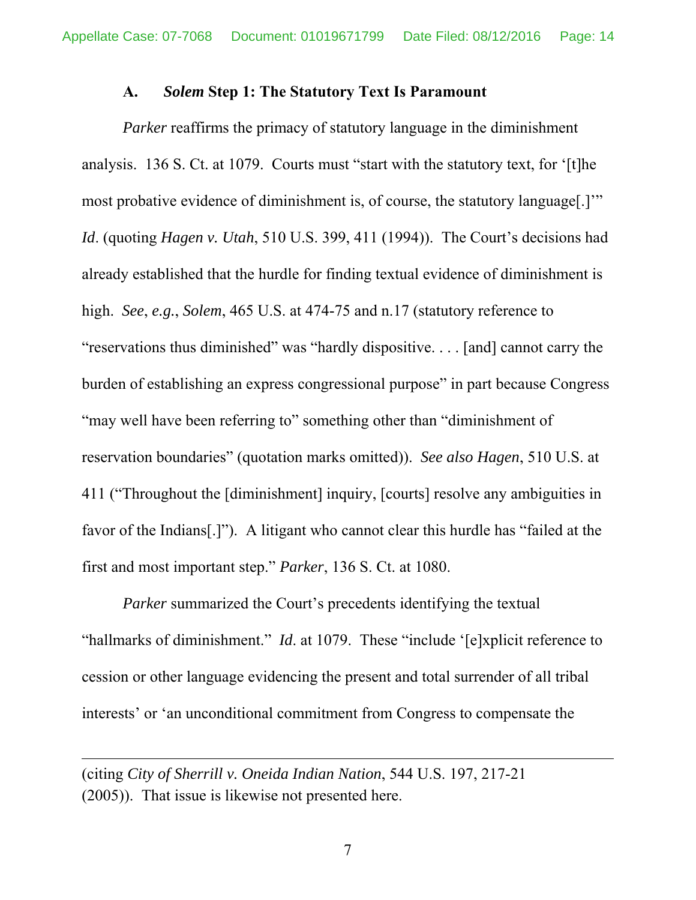### A. *Solem* Step 1: The Statutory Text Is Paramount

*Parker* reaffirms the primacy of statutory language in the diminishment analysis. 136 S. Ct. at 1079. Courts must "start with the statutory text, for '[t]he most probative evidence of diminishment is, of course, the statutory language[.]'" *Id*. (quoting *Hagen v. Utah*, 510 U.S. 399, 411 (1994)). The Court's decisions had already established that the hurdle for finding textual evidence of diminishment is high. *See*, *e.g.*, *Solem*, 465 U.S. at 474-75 and n.17 (statutory reference to "reservations thus diminished" was "hardly dispositive. . . . [and] cannot carry the burden of establishing an express congressional purpose" in part because Congress "may well have been referring to" something other than "diminishment of reservation boundaries" (quotation marks omitted)). *See also Hagen*, 510 U.S. at 411 ("Throughout the [diminishment] inquiry, [courts] resolve any ambiguities in favor of the Indians[.]"). A litigant who cannot clear this hurdle has "failed at the first and most important step." *Parker*, 136 S. Ct. at 1080.

*Parker* summarized the Court's precedents identifying the textual "hallmarks of diminishment." *Id*. at 1079. These "include '[e]xplicit reference to cession or other language evidencing the present and total surrender of all tribal interests' or 'an unconditional commitment from Congress to compensate the

---

(citing *City of Sherrill v. Oneida Indian Nation*, 544 U.S. 197, 217-21 (2005)). That issue is likewise not presented here.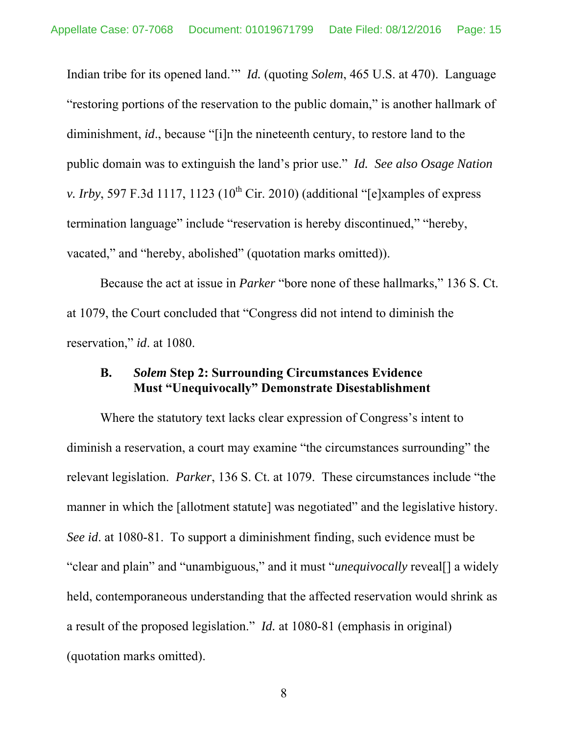Indian tribe for its opened land.'" *Id.* (quoting *Solem*, 465 U.S. at 470). Language "restoring portions of the reservation to the public domain," is another hallmark of diminishment, *id*., because "[i]n the nineteenth century, to restore land to the public domain was to extinguish the land's prior use." *Id. See also Osage Nation v. Irby*, 597 F.3d 1117, 1123 (10th Cir. 2010) (additional "[e]xamples of express termination language" include "reservation is hereby discontinued," "hereby, vacated," and "hereby, abolished" (quotation marks omitted)).

Because the act at issue in *Parker* "bore none of these hallmarks," 136 S. Ct. at 1079, the Court concluded that "Congress did not intend to diminish the reservation," *id*. at 1080.

### B. *Solem* Step 2: Surrounding Circumstances Evidence Must "Unequivocally" Demonstrate Disestablishment

Where the statutory text lacks clear expression of Congress's intent to diminish a reservation, a court may examine "the circumstances surrounding" the relevant legislation. *Parker*, 136 S. Ct. at 1079. These circumstances include "the manner in which the [allotment statute] was negotiated" and the legislative history. *See id*. at 1080-81. To support a diminishment finding, such evidence must be "clear and plain" and "unambiguous," and it must "*unequivocally* reveal[] a widely held, contemporaneous understanding that the affected reservation would shrink as a result of the proposed legislation." *Id.* at 1080-81 (emphasis in original) (quotation marks omitted).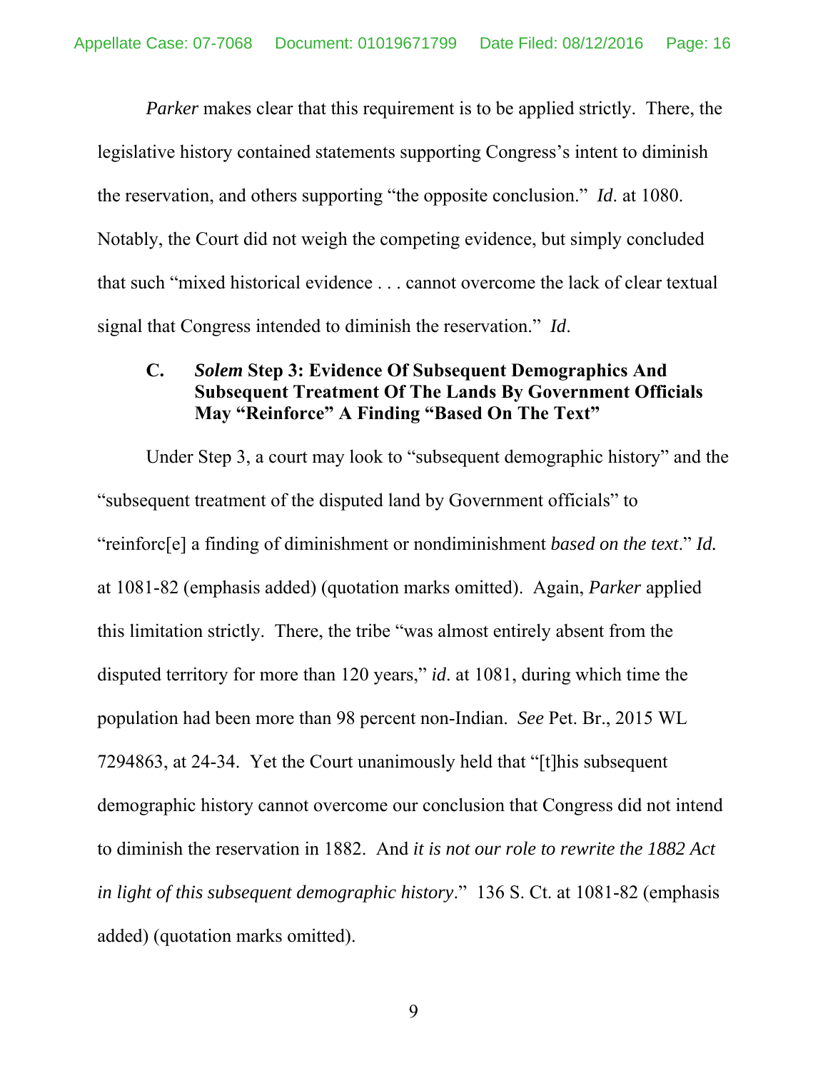*Parker* makes clear that this requirement is to be applied strictly. There, the legislative history contained statements supporting Congress's intent to diminish the reservation, and others supporting "the opposite conclusion." *Id*. at 1080. Notably, the Court did not weigh the competing evidence, but simply concluded that such "mixed historical evidence . . . cannot overcome the lack of clear textual signal that Congress intended to diminish the reservation." *Id*.

### C. *Solem* Step 3: Evidence Of Subsequent Demographics And Subsequent Treatment Of The Lands By Government Officials May "Reinforce" A Finding "Based On The Text"

Under Step 3, a court may look to "subsequent demographic history" and the "subsequent treatment of the disputed land by Government officials" to "reinforc[e] a finding of diminishment or nondiminishment *based on the text*." *Id.* at 1081-82 (emphasis added) (quotation marks omitted). Again, *Parker* applied this limitation strictly. There, the tribe "was almost entirely absent from the disputed territory for more than 120 years," *id*. at 1081, during which time the population had been more than 98 percent non-Indian. *See* Pet. Br., 2015 WL 7294863, at 24-34. Yet the Court unanimously held that "[t]his subsequent demographic history cannot overcome our conclusion that Congress did not intend to diminish the reservation in 1882. And *it is not our role to rewrite the 1882 Act in light of this subsequent demographic history*." 136 S. Ct. at 1081-82 (emphasis added) (quotation marks omitted).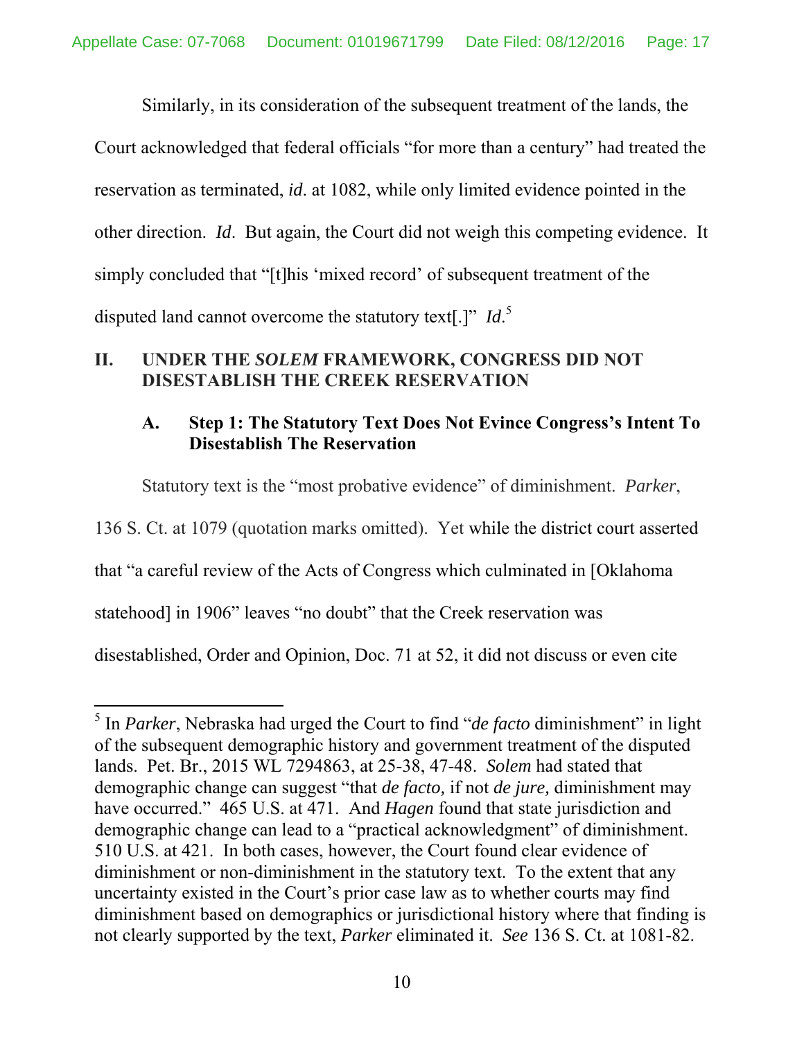Similarly, in its consideration of the subsequent treatment of the lands, the Court acknowledged that federal officials "for more than a century" had treated the reservation as terminated, *id*. at 1082, while only limited evidence pointed in the other direction. *Id*. But again, the Court did not weigh this competing evidence. It simply concluded that "[t]his 'mixed record' of subsequent treatment of the disputed land cannot overcome the statutory text[.]" *Id*.[5]

## II. UNDER THE *SOLEM* FRAMEWORK, CONGRESS DID NOT DISESTABLISH THE CREEK RESERVATION

### A. Step 1: The Statutory Text Does Not Evince Congress's Intent To Disestablish The Reservation

Statutory text is the "most probative evidence" of diminishment. *Parker*, 136 S. Ct. at 1079 (quotation marks omitted). Yet while the district court asserted that "a careful review of the Acts of Congress which culminated in [Oklahoma statehood] in 1906" leaves "no doubt" that the Creek reservation was disestablished, Order and Opinion, Doc. 71 at 52, it did not discuss or even cite

---

[5] In *Parker*, Nebraska had urged the Court to find "*de facto* diminishment" in light of the subsequent demographic history and government treatment of the disputed lands. Pet. Br., 2015 WL 7294863, at 25-38, 47-48. *Solem* had stated that demographic change can suggest "that *de facto,* if not *de jure,* diminishment may have occurred." 465 U.S. at 471. And *Hagen* found that state jurisdiction and demographic change can lead to a "practical acknowledgment" of diminishment. 510 U.S. at 421. In both cases, however, the Court found clear evidence of diminishment or non-diminishment in the statutory text. To the extent that any uncertainty existed in the Court's prior case law as to whether courts may find diminishment based on demographics or jurisdictional history where that finding is not clearly supported by the text, *Parker* eliminated it. *See* 136 S. Ct. at 1081-82.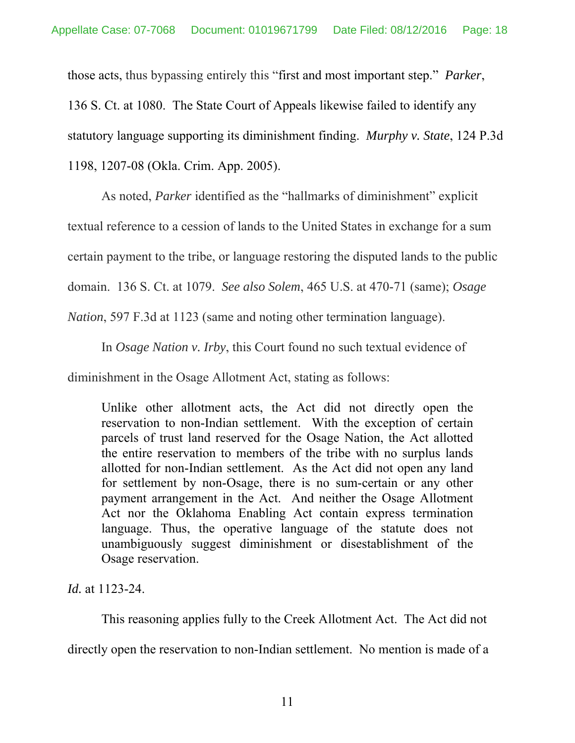those acts, thus bypassing entirely this "first and most important step." *Parker*, 136 S. Ct. at 1080. The State Court of Appeals likewise failed to identify any statutory language supporting its diminishment finding. *Murphy v. State*, 124 P.3d 1198, 1207-08 (Okla. Crim. App. 2005).

As noted, *Parker* identified as the "hallmarks of diminishment" explicit textual reference to a cession of lands to the United States in exchange for a sum certain payment to the tribe, or language restoring the disputed lands to the public domain. 136 S. Ct. at 1079. *See also Solem*, 465 U.S. at 470-71 (same); *Osage Nation*, 597 F.3d at 1123 (same and noting other termination language).

In *Osage Nation v. Irby*, this Court found no such textual evidence of diminishment in the Osage Allotment Act, stating as follows:

> Unlike other allotment acts, the Act did not directly open the reservation to non-Indian settlement. With the exception of certain parcels of trust land reserved for the Osage Nation, the Act allotted the entire reservation to members of the tribe with no surplus lands allotted for non-Indian settlement. As the Act did not open any land for settlement by non-Osage, there is no sum-certain or any other payment arrangement in the Act. And neither the Osage Allotment Act nor the Oklahoma Enabling Act contain express termination language. Thus, the operative language of the statute does not unambiguously suggest diminishment or disestablishment of the Osage reservation.

*Id.* at 1123-24.

This reasoning applies fully to the Creek Allotment Act. The Act did not directly open the reservation to non-Indian settlement. No mention is made of a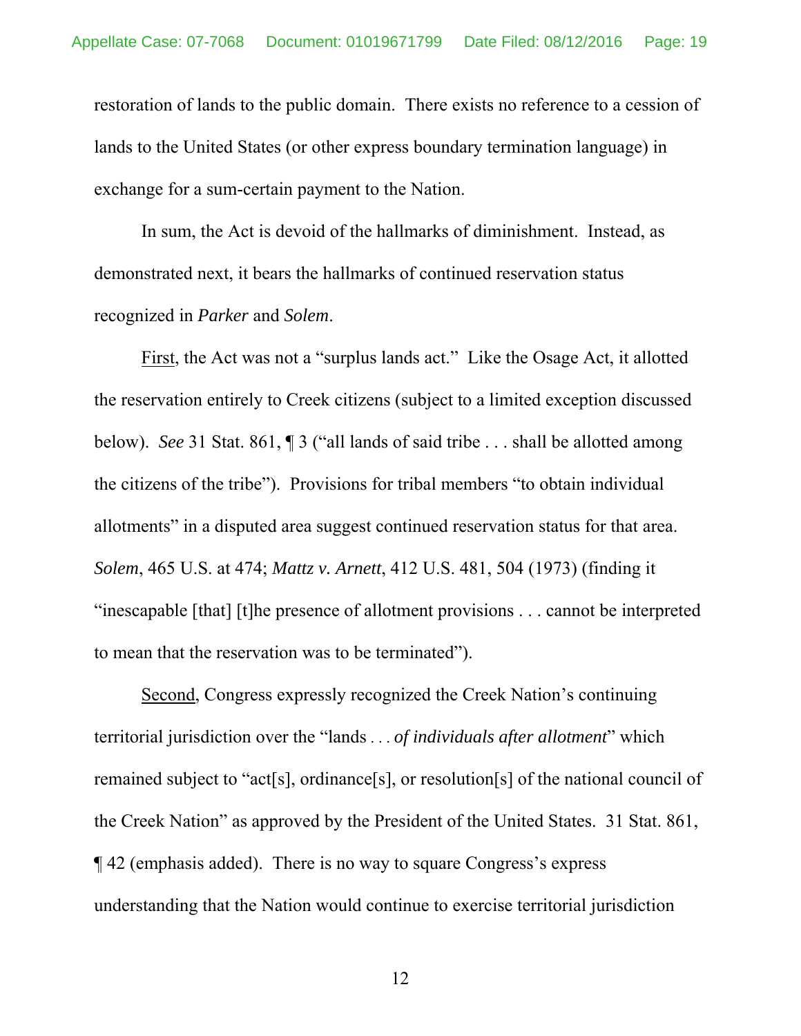restoration of lands to the public domain. There exists no reference to a cession of lands to the United States (or other express boundary termination language) in exchange for a sum-certain payment to the Nation.

In sum, the Act is devoid of the hallmarks of diminishment. Instead, as demonstrated next, it bears the hallmarks of continued reservation status recognized in *Parker* and *Solem*.

First, the Act was not a "surplus lands act." Like the Osage Act, it allotted the reservation entirely to Creek citizens (subject to a limited exception discussed below). *See* 31 Stat. 861, ¶ 3 ("all lands of said tribe . . . shall be allotted among the citizens of the tribe"). Provisions for tribal members "to obtain individual allotments" in a disputed area suggest continued reservation status for that area. *Solem*, 465 U.S. at 474; *Mattz v. Arnett*, 412 U.S. 481, 504 (1973) (finding it "inescapable [that] [t]he presence of allotment provisions . . . cannot be interpreted to mean that the reservation was to be terminated").

Second, Congress expressly recognized the Creek Nation's continuing territorial jurisdiction over the "lands . . . *of individuals after allotment*" which remained subject to "act[s], ordinance[s], or resolution[s] of the national council of the Creek Nation" as approved by the President of the United States. 31 Stat. 861, ¶ 42 (emphasis added). There is no way to square Congress's express understanding that the Nation would continue to exercise territorial jurisdiction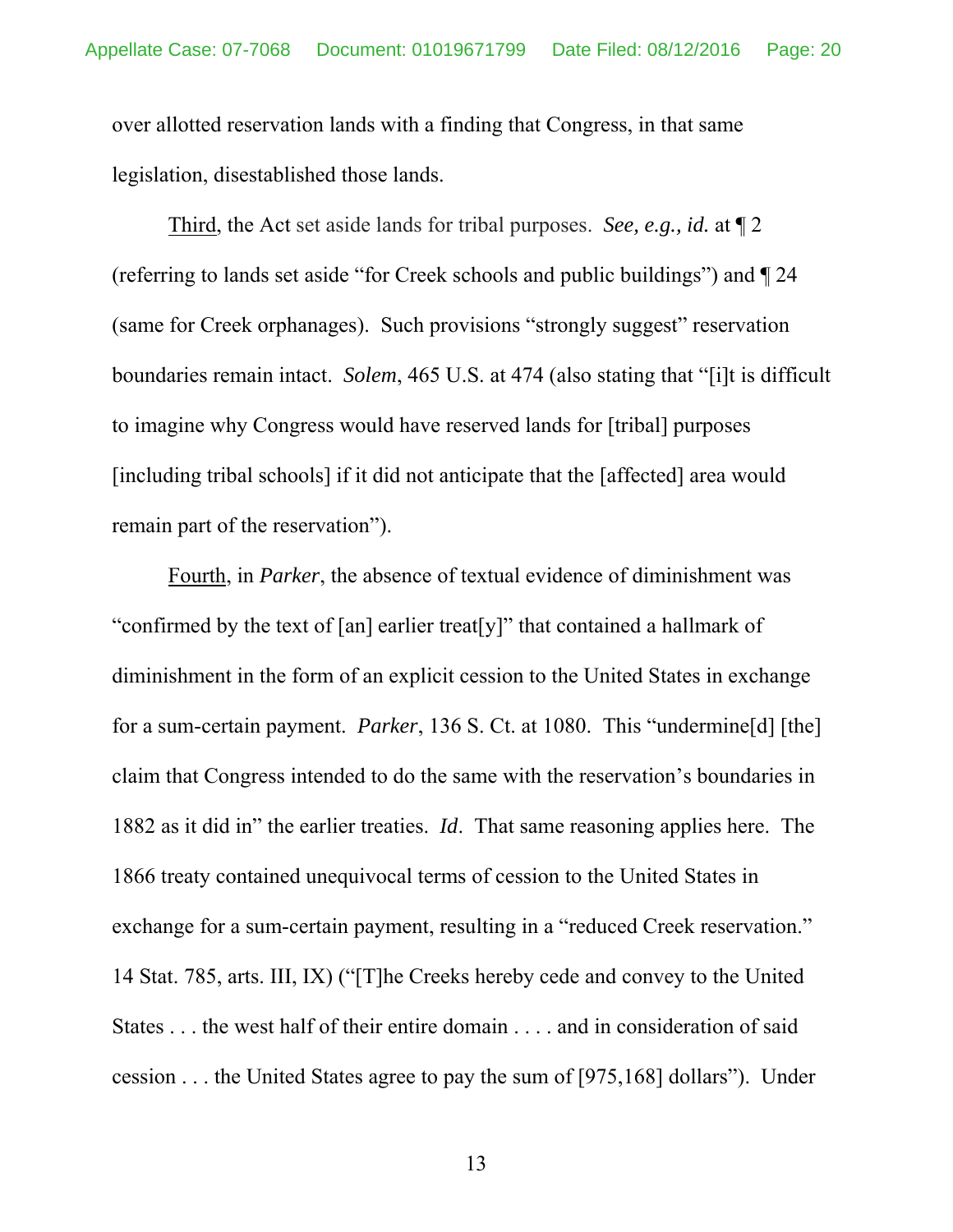over allotted reservation lands with a finding that Congress, in that same legislation, disestablished those lands.

Third, the Act set aside lands for tribal purposes. *See, e.g., id.* at ¶ 2 (referring to lands set aside "for Creek schools and public buildings") and ¶ 24 (same for Creek orphanages). Such provisions "strongly suggest" reservation boundaries remain intact. *Solem*, 465 U.S. at 474 (also stating that "[i]t is difficult to imagine why Congress would have reserved lands for [tribal] purposes [including tribal schools] if it did not anticipate that the [affected] area would remain part of the reservation").

Fourth, in *Parker*, the absence of textual evidence of diminishment was "confirmed by the text of [an] earlier treat[y]" that contained a hallmark of diminishment in the form of an explicit cession to the United States in exchange for a sum-certain payment. *Parker*, 136 S. Ct. at 1080. This "undermine[d] [the] claim that Congress intended to do the same with the reservation's boundaries in 1882 as it did in" the earlier treaties. *Id*. That same reasoning applies here. The 1866 treaty contained unequivocal terms of cession to the United States in exchange for a sum-certain payment, resulting in a "reduced Creek reservation." 14 Stat. 785, arts. III, IX) ("[T]he Creeks hereby cede and convey to the United States . . . the west half of their entire domain . . . . and in consideration of said cession . . . the United States agree to pay the sum of [975,168] dollars"). Under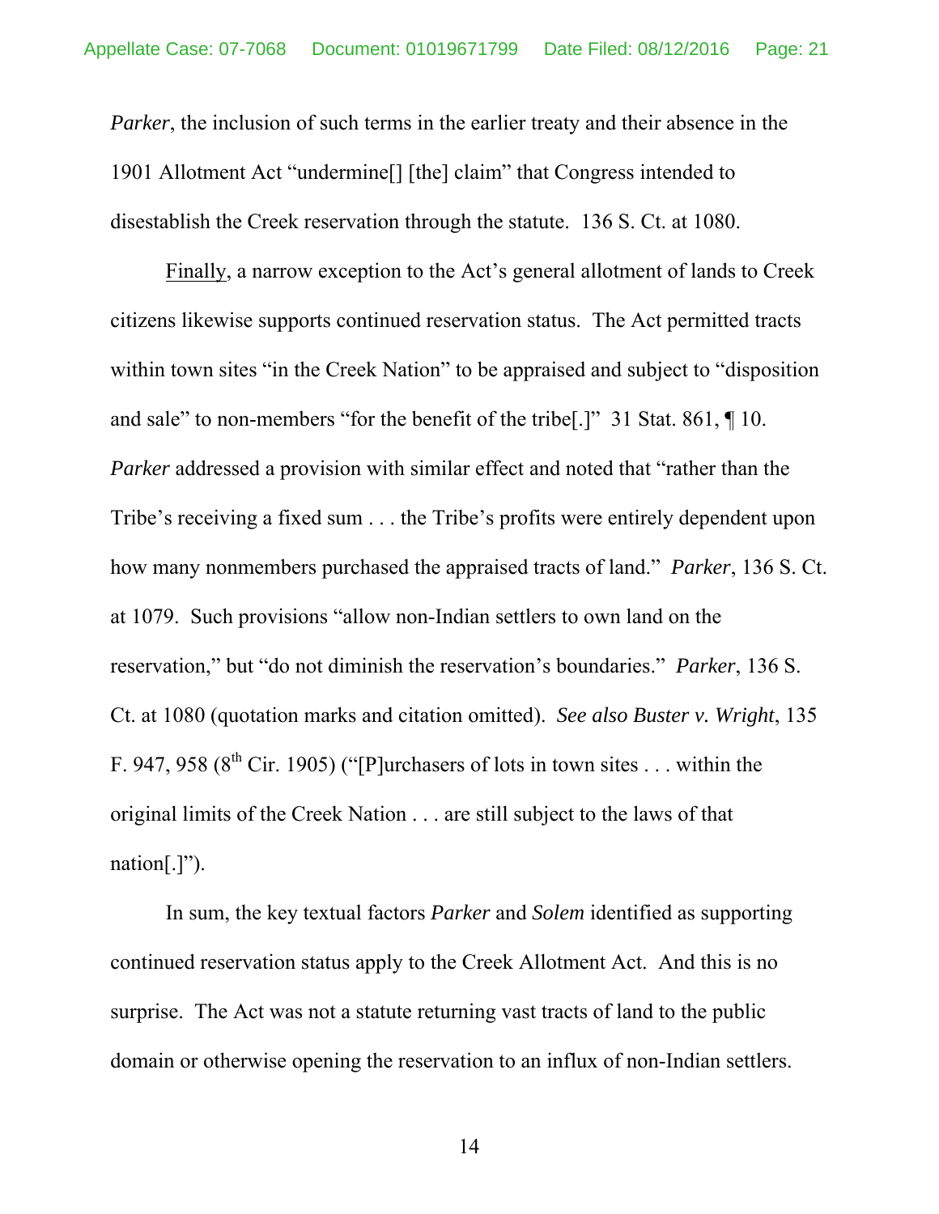*Parker*, the inclusion of such terms in the earlier treaty and their absence in the 1901 Allotment Act "undermine[] [the] claim" that Congress intended to disestablish the Creek reservation through the statute. 136 S. Ct. at 1080.

Finally, a narrow exception to the Act's general allotment of lands to Creek citizens likewise supports continued reservation status. The Act permitted tracts within town sites "in the Creek Nation" to be appraised and subject to "disposition and sale" to non-members "for the benefit of the tribe[.]" 31 Stat. 861, ¶ 10. *Parker* addressed a provision with similar effect and noted that "rather than the Tribe's receiving a fixed sum . . . the Tribe's profits were entirely dependent upon how many nonmembers purchased the appraised tracts of land." *Parker*, 136 S. Ct. at 1079. Such provisions "allow non-Indian settlers to own land on the reservation," but "do not diminish the reservation's boundaries." *Parker*, 136 S. Ct. at 1080 (quotation marks and citation omitted). *See also Buster v. Wright*, 135 F. 947, 958 (8th Cir. 1905) ("[P]urchasers of lots in town sites . . . within the original limits of the Creek Nation . . . are still subject to the laws of that nation[.]").

In sum, the key textual factors *Parker* and *Solem* identified as supporting continued reservation status apply to the Creek Allotment Act. And this is no surprise. The Act was not a statute returning vast tracts of land to the public domain or otherwise opening the reservation to an influx of non-Indian settlers.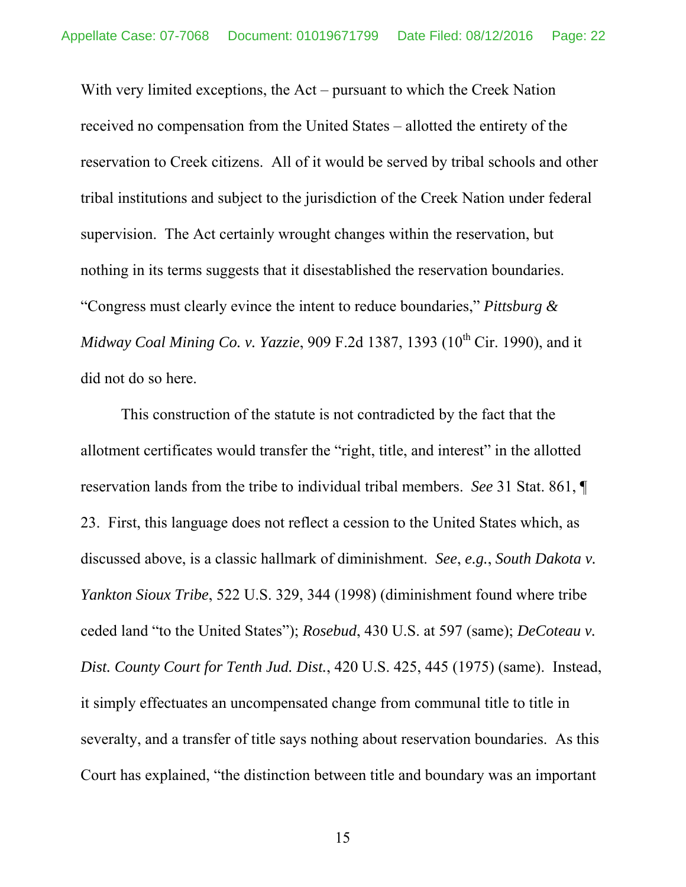With very limited exceptions, the Act – pursuant to which the Creek Nation received no compensation from the United States – allotted the entirety of the reservation to Creek citizens. All of it would be served by tribal schools and other tribal institutions and subject to the jurisdiction of the Creek Nation under federal supervision. The Act certainly wrought changes within the reservation, but nothing in its terms suggests that it disestablished the reservation boundaries. "Congress must clearly evince the intent to reduce boundaries," *Pittsburg & Midway Coal Mining Co. v. Yazzie*, 909 F.2d 1387, 1393 (10th Cir. 1990), and it did not do so here.

This construction of the statute is not contradicted by the fact that the allotment certificates would transfer the "right, title, and interest" in the allotted reservation lands from the tribe to individual tribal members. *See* 31 Stat. 861, ¶ 23. First, this language does not reflect a cession to the United States which, as discussed above, is a classic hallmark of diminishment. *See*, *e.g.*, *South Dakota v. Yankton Sioux Tribe*, 522 U.S. 329, 344 (1998) (diminishment found where tribe ceded land "to the United States"); *Rosebud*, 430 U.S. at 597 (same); *DeCoteau v. Dist. County Court for Tenth Jud. Dist.*, 420 U.S. 425, 445 (1975) (same). Instead, it simply effectuates an uncompensated change from communal title to title in severalty, and a transfer of title says nothing about reservation boundaries. As this Court has explained, "the distinction between title and boundary was an important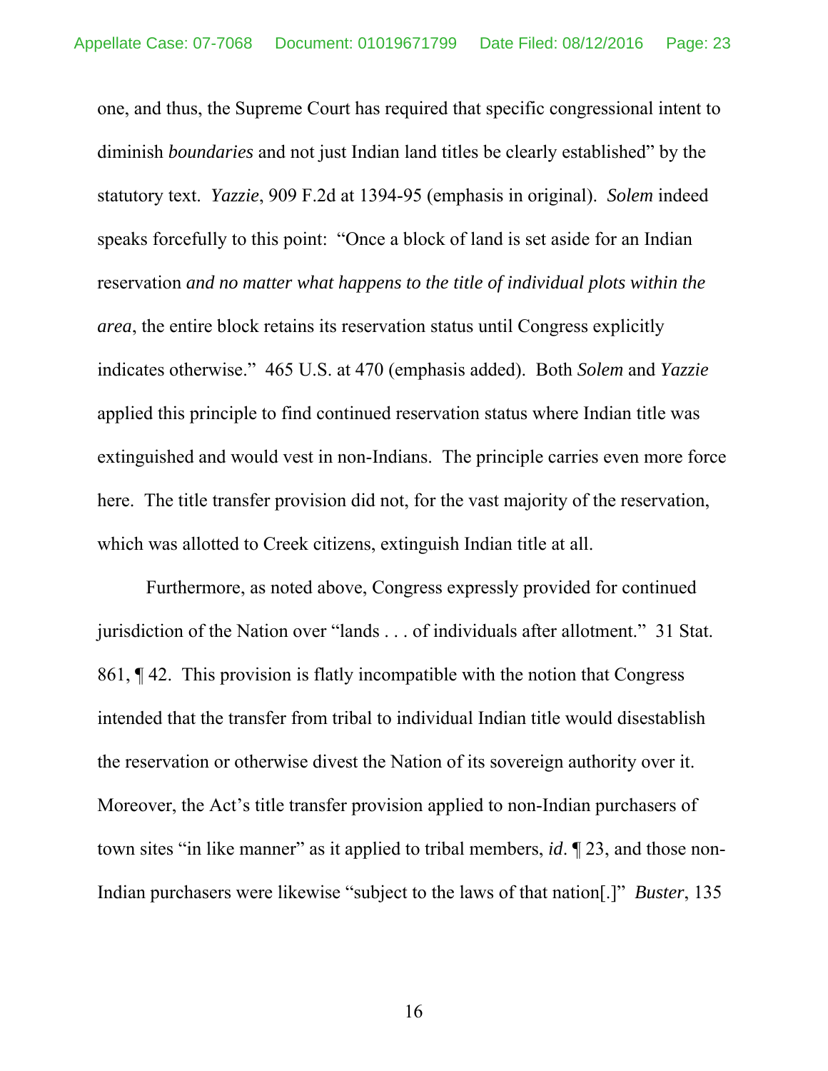one, and thus, the Supreme Court has required that specific congressional intent to diminish *boundaries* and not just Indian land titles be clearly established" by the statutory text. *Yazzie*, 909 F.2d at 1394-95 (emphasis in original). *Solem* indeed speaks forcefully to this point: "Once a block of land is set aside for an Indian reservation *and no matter what happens to the title of individual plots within the area*, the entire block retains its reservation status until Congress explicitly indicates otherwise." 465 U.S. at 470 (emphasis added). Both *Solem* and *Yazzie* applied this principle to find continued reservation status where Indian title was extinguished and would vest in non-Indians. The principle carries even more force here. The title transfer provision did not, for the vast majority of the reservation, which was allotted to Creek citizens, extinguish Indian title at all.

Furthermore, as noted above, Congress expressly provided for continued jurisdiction of the Nation over "lands . . . of individuals after allotment." 31 Stat. 861, ¶ 42. This provision is flatly incompatible with the notion that Congress intended that the transfer from tribal to individual Indian title would disestablish the reservation or otherwise divest the Nation of its sovereign authority over it. Moreover, the Act's title transfer provision applied to non-Indian purchasers of town sites "in like manner" as it applied to tribal members, *id*. ¶ 23, and those non-Indian purchasers were likewise "subject to the laws of that nation[.]" *Buster*, 135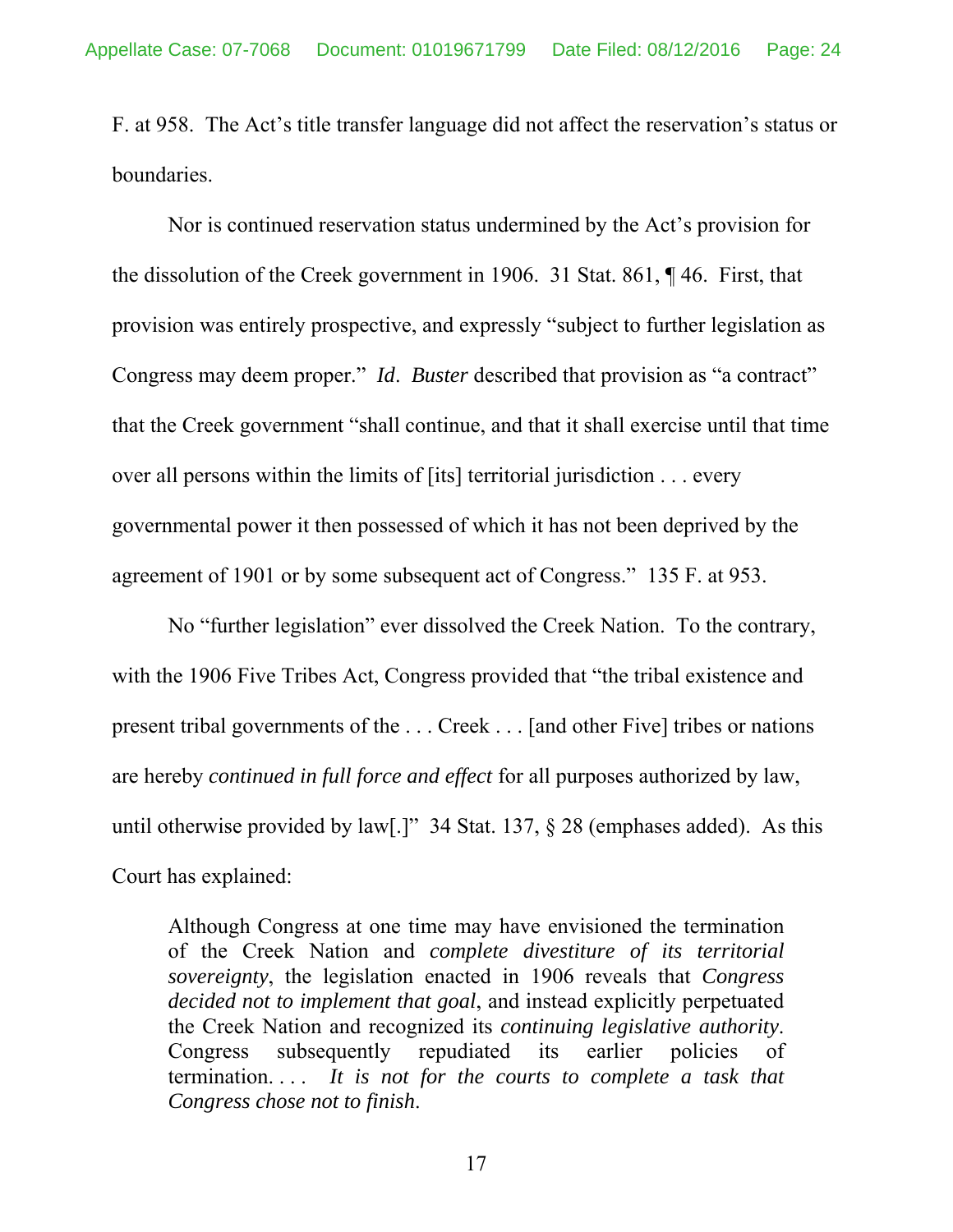F. at 958. The Act's title transfer language did not affect the reservation's status or boundaries.

Nor is continued reservation status undermined by the Act's provision for the dissolution of the Creek government in 1906. 31 Stat. 861, ¶ 46. First, that provision was entirely prospective, and expressly "subject to further legislation as Congress may deem proper." *Id*. *Buster* described that provision as "a contract" that the Creek government "shall continue, and that it shall exercise until that time over all persons within the limits of [its] territorial jurisdiction . . . every governmental power it then possessed of which it has not been deprived by the agreement of 1901 or by some subsequent act of Congress." 135 F. at 953.

No "further legislation" ever dissolved the Creek Nation. To the contrary, with the 1906 Five Tribes Act, Congress provided that "the tribal existence and present tribal governments of the . . . Creek . . . [and other Five] tribes or nations are hereby *continued in full force and effect* for all purposes authorized by law, until otherwise provided by law[.]" 34 Stat. 137, § 28 (emphases added). As this Court has explained:

> Although Congress at one time may have envisioned the termination of the Creek Nation and *complete divestiture of its territorial sovereignty*, the legislation enacted in 1906 reveals that *Congress decided not to implement that goal*, and instead explicitly perpetuated the Creek Nation and recognized its *continuing legislative authority*. Congress subsequently repudiated its earlier policies of termination. . . . *It is not for the courts to complete a task that Congress chose not to finish*.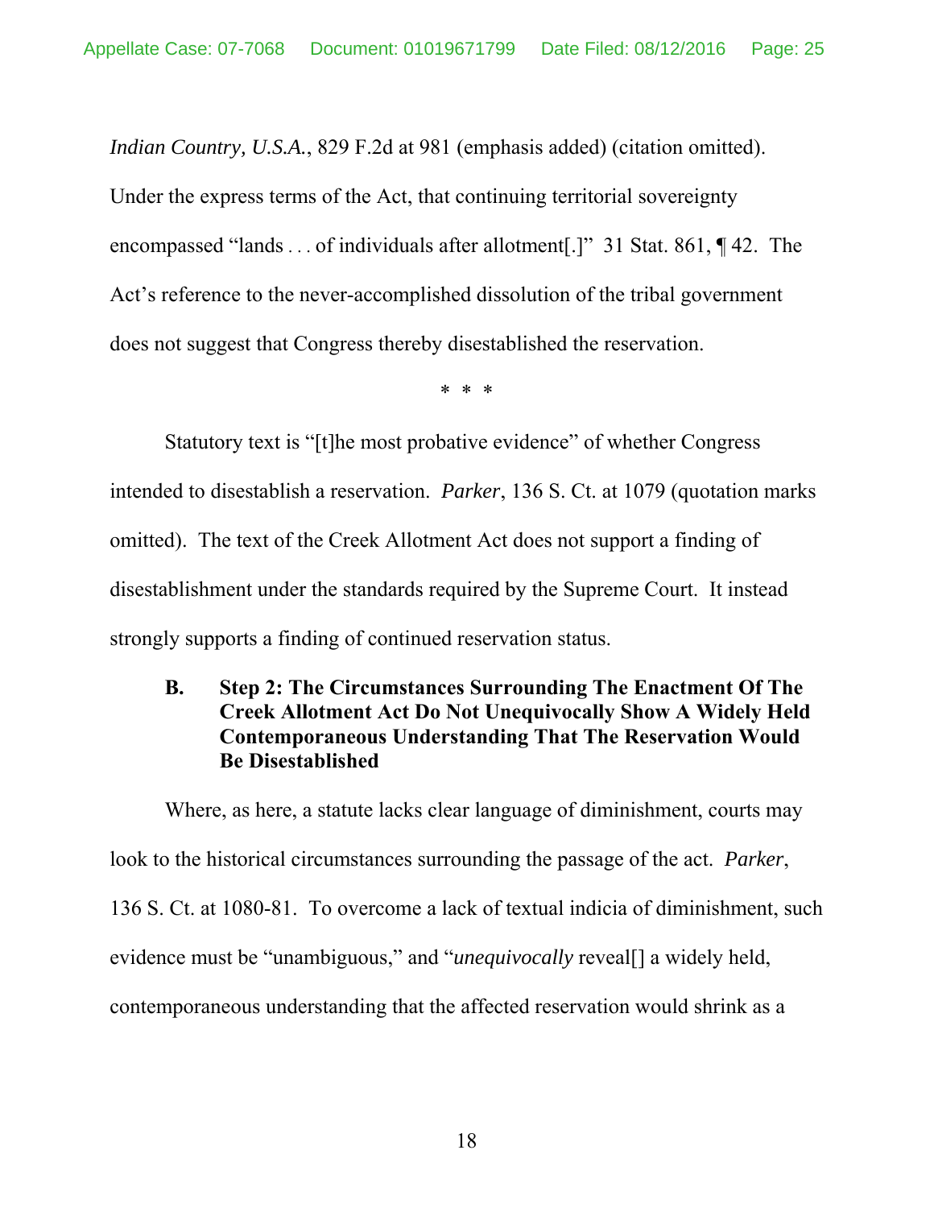*Indian Country, U.S.A.*, 829 F.2d at 981 (emphasis added) (citation omitted). Under the express terms of the Act, that continuing territorial sovereignty encompassed "lands . . . of individuals after allotment[.]" 31 Stat. 861, ¶ 42. The Act's reference to the never-accomplished dissolution of the tribal government does not suggest that Congress thereby disestablished the reservation.

\* \* \*

Statutory text is "[t]he most probative evidence" of whether Congress intended to disestablish a reservation. *Parker*, 136 S. Ct. at 1079 (quotation marks omitted). The text of the Creek Allotment Act does not support a finding of disestablishment under the standards required by the Supreme Court. It instead strongly supports a finding of continued reservation status.

### B. Step 2: The Circumstances Surrounding The Enactment Of The Creek Allotment Act Do Not Unequivocally Show A Widely Held Contemporaneous Understanding That The Reservation Would Be Disestablished

Where, as here, a statute lacks clear language of diminishment, courts may look to the historical circumstances surrounding the passage of the act. *Parker*, 136 S. Ct. at 1080-81. To overcome a lack of textual indicia of diminishment, such evidence must be "unambiguous," and "*unequivocally* reveal[] a widely held, contemporaneous understanding that the affected reservation would shrink as a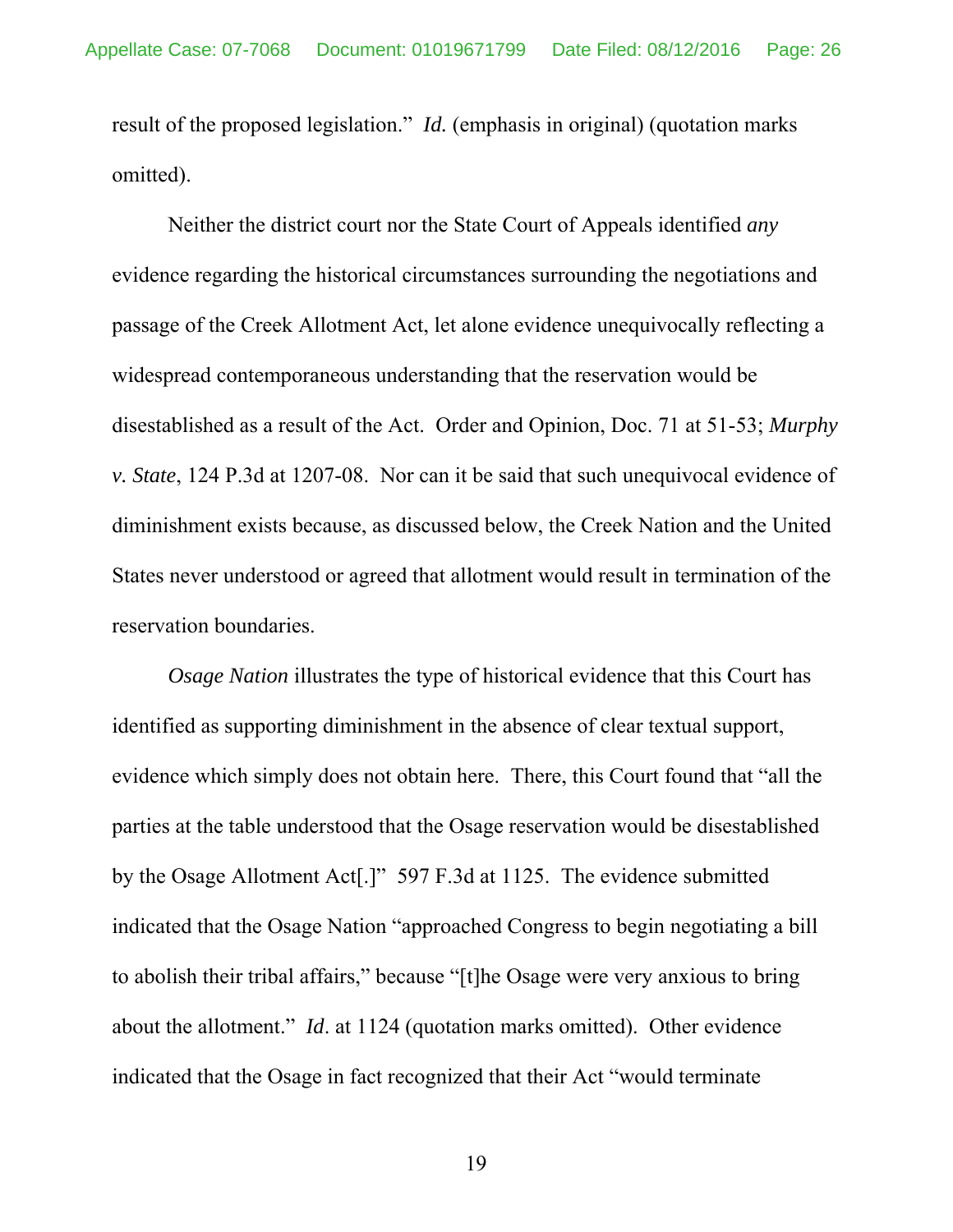result of the proposed legislation." *Id.* (emphasis in original) (quotation marks omitted).

Neither the district court nor the State Court of Appeals identified *any* evidence regarding the historical circumstances surrounding the negotiations and passage of the Creek Allotment Act, let alone evidence unequivocally reflecting a widespread contemporaneous understanding that the reservation would be disestablished as a result of the Act. Order and Opinion, Doc. 71 at 51-53; *Murphy v. State*, 124 P.3d at 1207-08. Nor can it be said that such unequivocal evidence of diminishment exists because, as discussed below, the Creek Nation and the United States never understood or agreed that allotment would result in termination of the reservation boundaries.

*Osage Nation* illustrates the type of historical evidence that this Court has identified as supporting diminishment in the absence of clear textual support, evidence which simply does not obtain here. There, this Court found that "all the parties at the table understood that the Osage reservation would be disestablished by the Osage Allotment Act[.]" 597 F.3d at 1125. The evidence submitted indicated that the Osage Nation "approached Congress to begin negotiating a bill to abolish their tribal affairs," because "[t]he Osage were very anxious to bring about the allotment." *Id*. at 1124 (quotation marks omitted). Other evidence indicated that the Osage in fact recognized that their Act "would terminate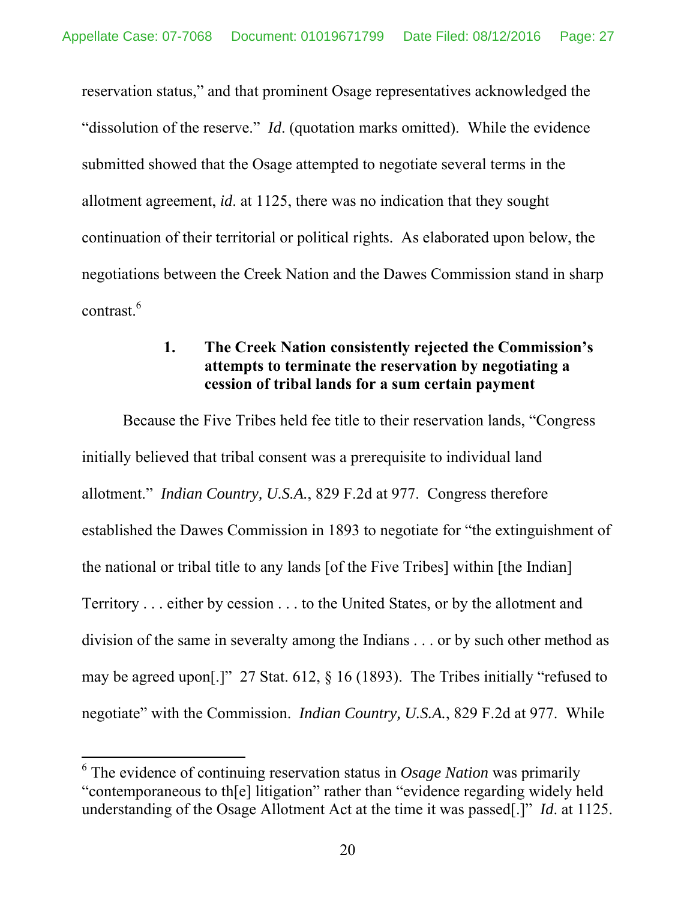reservation status," and that prominent Osage representatives acknowledged the "dissolution of the reserve." *Id*. (quotation marks omitted). While the evidence submitted showed that the Osage attempted to negotiate several terms in the allotment agreement, *id*. at 1125, there was no indication that they sought continuation of their territorial or political rights. As elaborated upon below, the negotiations between the Creek Nation and the Dawes Commission stand in sharp contrast.[6]

### 1. The Creek Nation consistently rejected the Commission's attempts to terminate the reservation by negotiating a cession of tribal lands for a sum certain payment

Because the Five Tribes held fee title to their reservation lands, "Congress initially believed that tribal consent was a prerequisite to individual land allotment." *Indian Country, U.S.A.*, 829 F.2d at 977. Congress therefore established the Dawes Commission in 1893 to negotiate for "the extinguishment of the national or tribal title to any lands [of the Five Tribes] within [the Indian] Territory . . . either by cession . . . to the United States, or by the allotment and division of the same in severalty among the Indians . . . or by such other method as may be agreed upon[.]" 27 Stat. 612, § 16 (1893). The Tribes initially "refused to negotiate" with the Commission. *Indian Country, U.S.A.*, 829 F.2d at 977. While

[6] The evidence of continuing reservation status in *Osage Nation* was primarily "contemporaneous to th[e] litigation" rather than "evidence regarding widely held understanding of the Osage Allotment Act at the time it was passed[.]" *Id*. at 1125.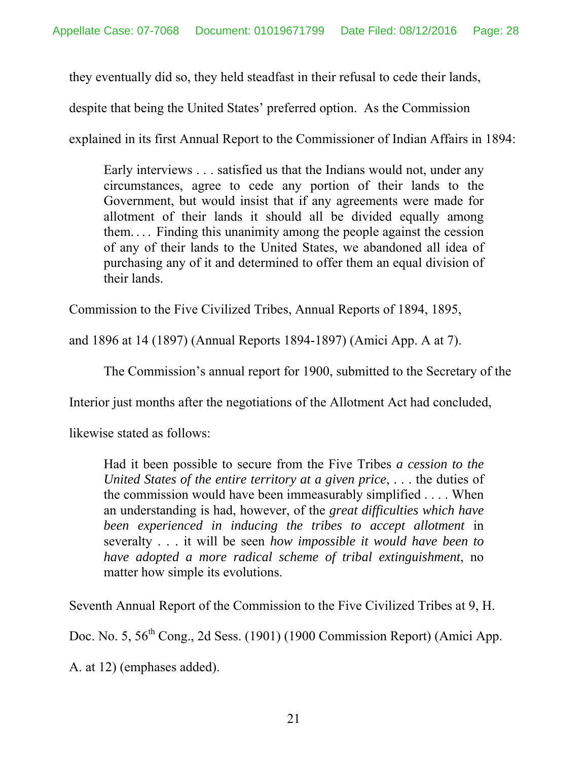they eventually did so, they held steadfast in their refusal to cede their lands, despite that being the United States' preferred option. As the Commission explained in its first Annual Report to the Commissioner of Indian Affairs in 1894:

> Early interviews . . . satisfied us that the Indians would not, under any circumstances, agree to cede any portion of their lands to the Government, but would insist that if any agreements were made for allotment of their lands it should all be divided equally among them. . . . Finding this unanimity among the people against the cession of any of their lands to the United States, we abandoned all idea of purchasing any of it and determined to offer them an equal division of their lands.

Commission to the Five Civilized Tribes, Annual Reports of 1894, 1895, and 1896 at 14 (1897) (Annual Reports 1894-1897) (Amici App. A at 7).

The Commission's annual report for 1900, submitted to the Secretary of the Interior just months after the negotiations of the Allotment Act had concluded, likewise stated as follows:

> Had it been possible to secure from the Five Tribes *a cession to the United States of the entire territory at a given price*, . . . the duties of the commission would have been immeasurably simplified . . . . When an understanding is had, however, of the *great difficulties which have been experienced in inducing the tribes to accept allotment* in severalty . . . it will be seen *how impossible it would have been to have adopted a more radical scheme of tribal extinguishment*, no matter how simple its evolutions.

Seventh Annual Report of the Commission to the Five Civilized Tribes at 9, H. Doc. No. 5, 56th Cong., 2d Sess. (1901) (1900 Commission Report) (Amici App. A. at 12) (emphases added).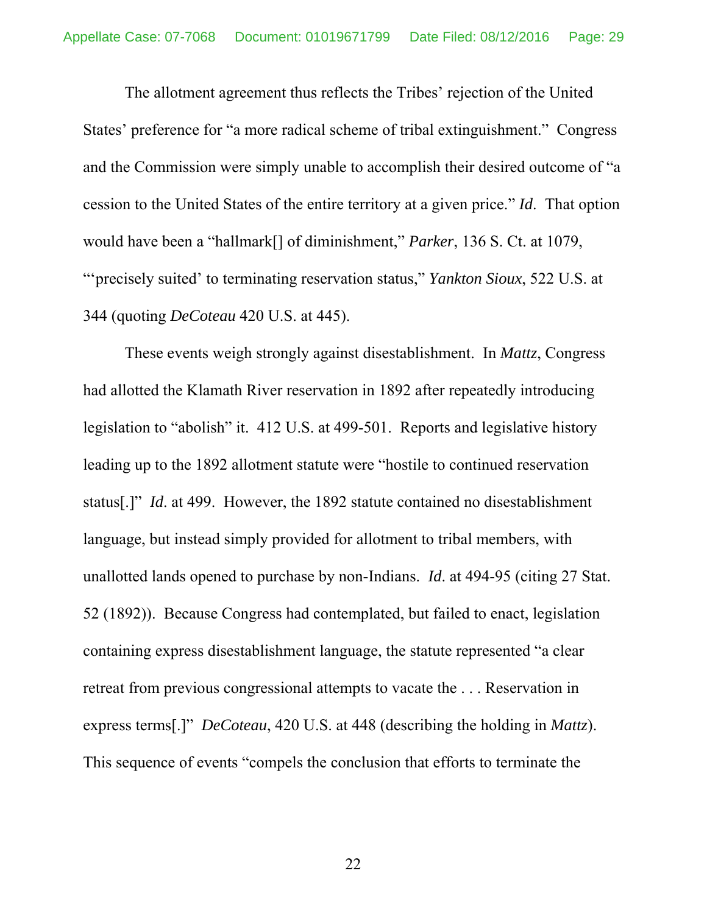The allotment agreement thus reflects the Tribes' rejection of the United States' preference for "a more radical scheme of tribal extinguishment." Congress and the Commission were simply unable to accomplish their desired outcome of "a cession to the United States of the entire territory at a given price." *Id*. That option would have been a "hallmark[] of diminishment," *Parker*, 136 S. Ct. at 1079, "'precisely suited' to terminating reservation status," *Yankton Sioux*, 522 U.S. at 344 (quoting *DeCoteau* 420 U.S. at 445).

These events weigh strongly against disestablishment. In *Mattz*, Congress had allotted the Klamath River reservation in 1892 after repeatedly introducing legislation to "abolish" it. 412 U.S. at 499-501. Reports and legislative history leading up to the 1892 allotment statute were "hostile to continued reservation status[.]" *Id*. at 499. However, the 1892 statute contained no disestablishment language, but instead simply provided for allotment to tribal members, with unallotted lands opened to purchase by non-Indians. *Id*. at 494-95 (citing 27 Stat. 52 (1892)). Because Congress had contemplated, but failed to enact, legislation containing express disestablishment language, the statute represented "a clear retreat from previous congressional attempts to vacate the . . . Reservation in express terms[.]" *DeCoteau*, 420 U.S. at 448 (describing the holding in *Mattz*). This sequence of events "compels the conclusion that efforts to terminate the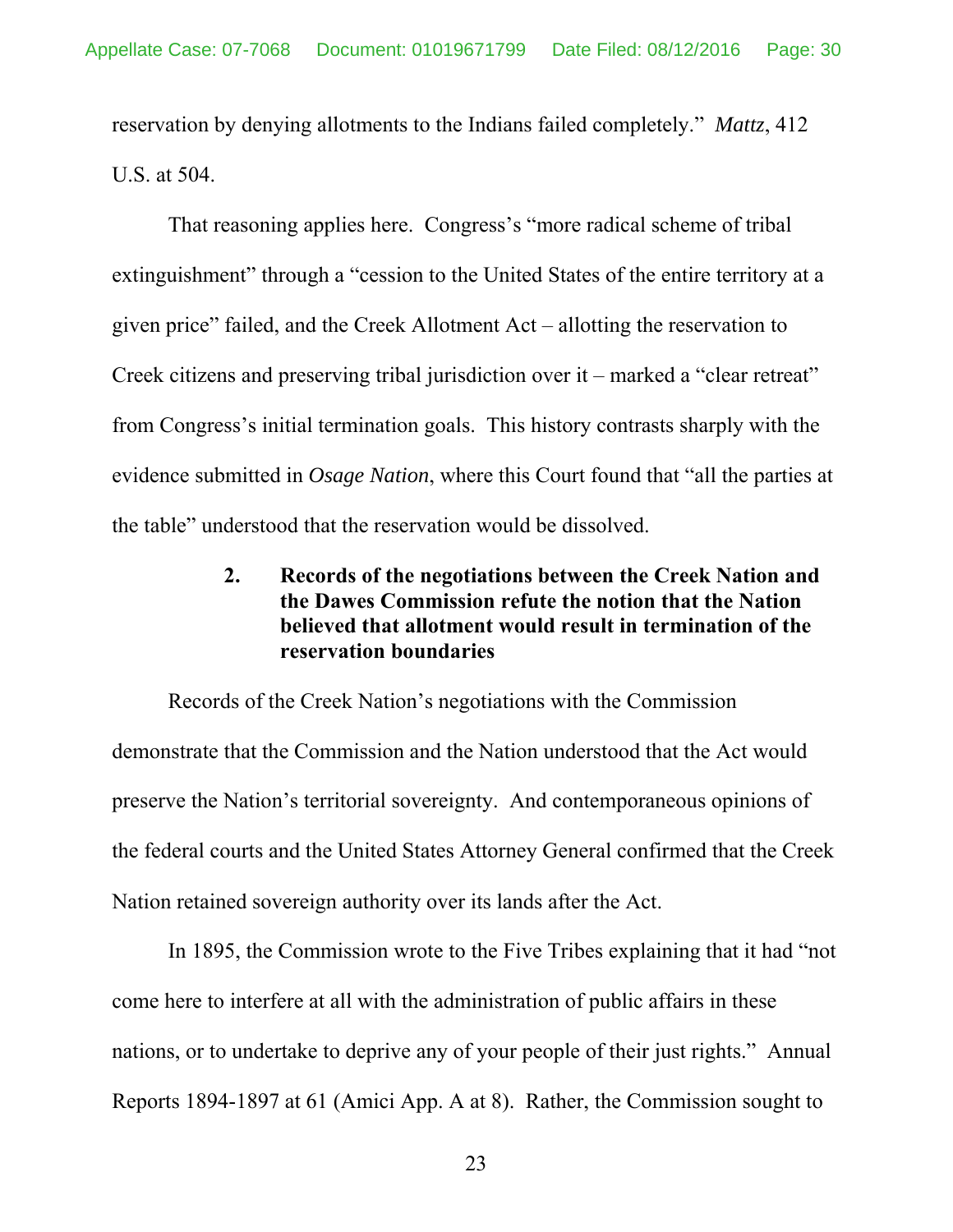reservation by denying allotments to the Indians failed completely." *Mattz*, 412 U.S. at 504.

That reasoning applies here. Congress's "more radical scheme of tribal extinguishment" through a "cession to the United States of the entire territory at a given price" failed, and the Creek Allotment Act – allotting the reservation to Creek citizens and preserving tribal jurisdiction over it – marked a "clear retreat" from Congress's initial termination goals. This history contrasts sharply with the evidence submitted in *Osage Nation*, where this Court found that "all the parties at the table" understood that the reservation would be dissolved.

**2. Records of the negotiations between the Creek Nation and the Dawes Commission refute the notion that the Nation believed that allotment would result in termination of the reservation boundaries**

Records of the Creek Nation's negotiations with the Commission demonstrate that the Commission and the Nation understood that the Act would preserve the Nation's territorial sovereignty. And contemporaneous opinions of the federal courts and the United States Attorney General confirmed that the Creek Nation retained sovereign authority over its lands after the Act.

In 1895, the Commission wrote to the Five Tribes explaining that it had "not come here to interfere at all with the administration of public affairs in these nations, or to undertake to deprive any of your people of their just rights." Annual Reports 1894-1897 at 61 (Amici App. A at 8). Rather, the Commission sought to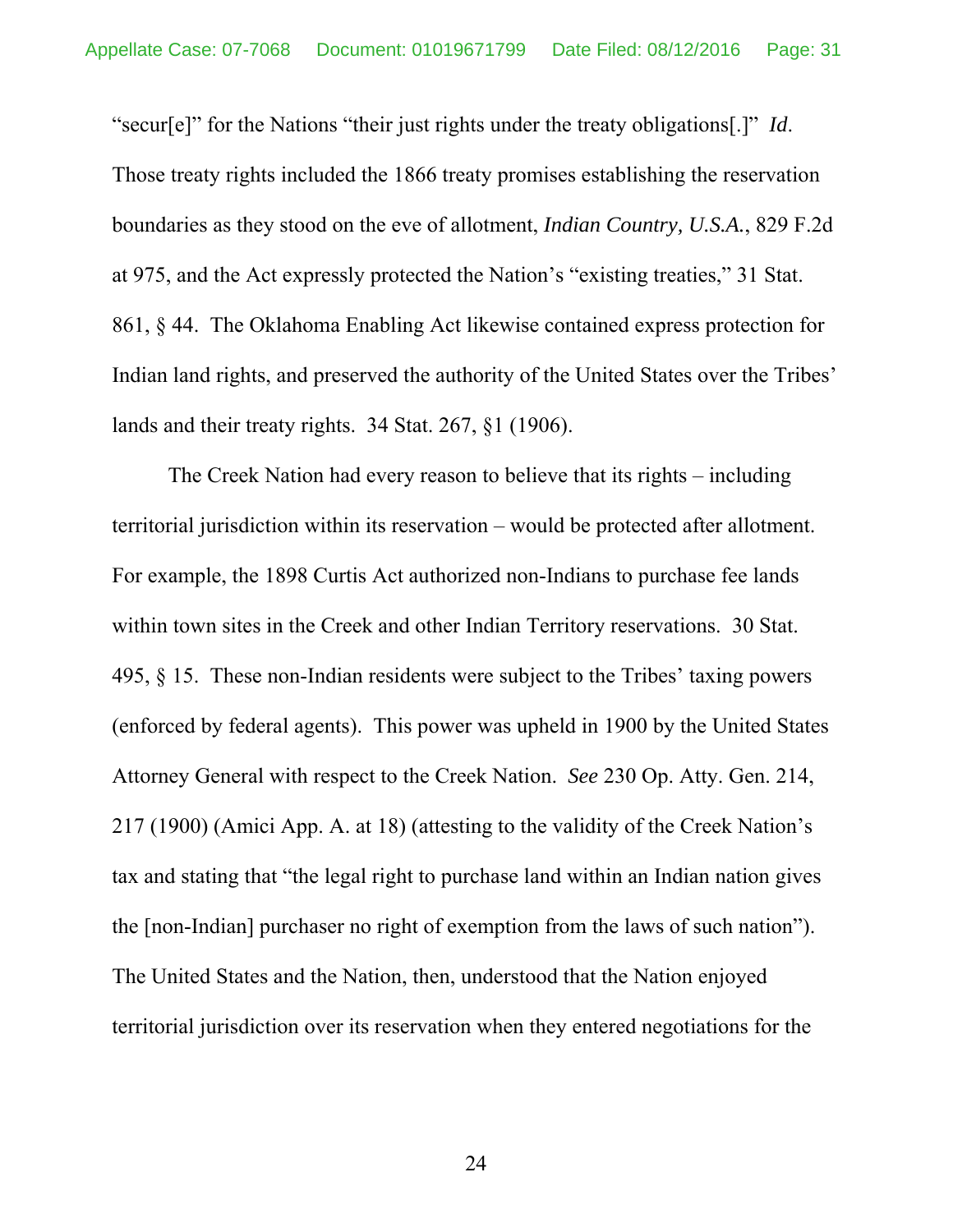"secur[e]" for the Nations "their just rights under the treaty obligations[.]" *Id*. Those treaty rights included the 1866 treaty promises establishing the reservation boundaries as they stood on the eve of allotment, *Indian Country, U.S.A.*, 829 F.2d at 975, and the Act expressly protected the Nation's "existing treaties," 31 Stat. 861, § 44. The Oklahoma Enabling Act likewise contained express protection for Indian land rights, and preserved the authority of the United States over the Tribes' lands and their treaty rights. 34 Stat. 267, §1 (1906).

The Creek Nation had every reason to believe that its rights – including territorial jurisdiction within its reservation – would be protected after allotment. For example, the 1898 Curtis Act authorized non-Indians to purchase fee lands within town sites in the Creek and other Indian Territory reservations. 30 Stat. 495, § 15. These non-Indian residents were subject to the Tribes' taxing powers (enforced by federal agents). This power was upheld in 1900 by the United States Attorney General with respect to the Creek Nation. *See* 230 Op. Atty. Gen. 214, 217 (1900) (Amici App. A. at 18) (attesting to the validity of the Creek Nation's tax and stating that "the legal right to purchase land within an Indian nation gives the [non-Indian] purchaser no right of exemption from the laws of such nation"). The United States and the Nation, then, understood that the Nation enjoyed territorial jurisdiction over its reservation when they entered negotiations for the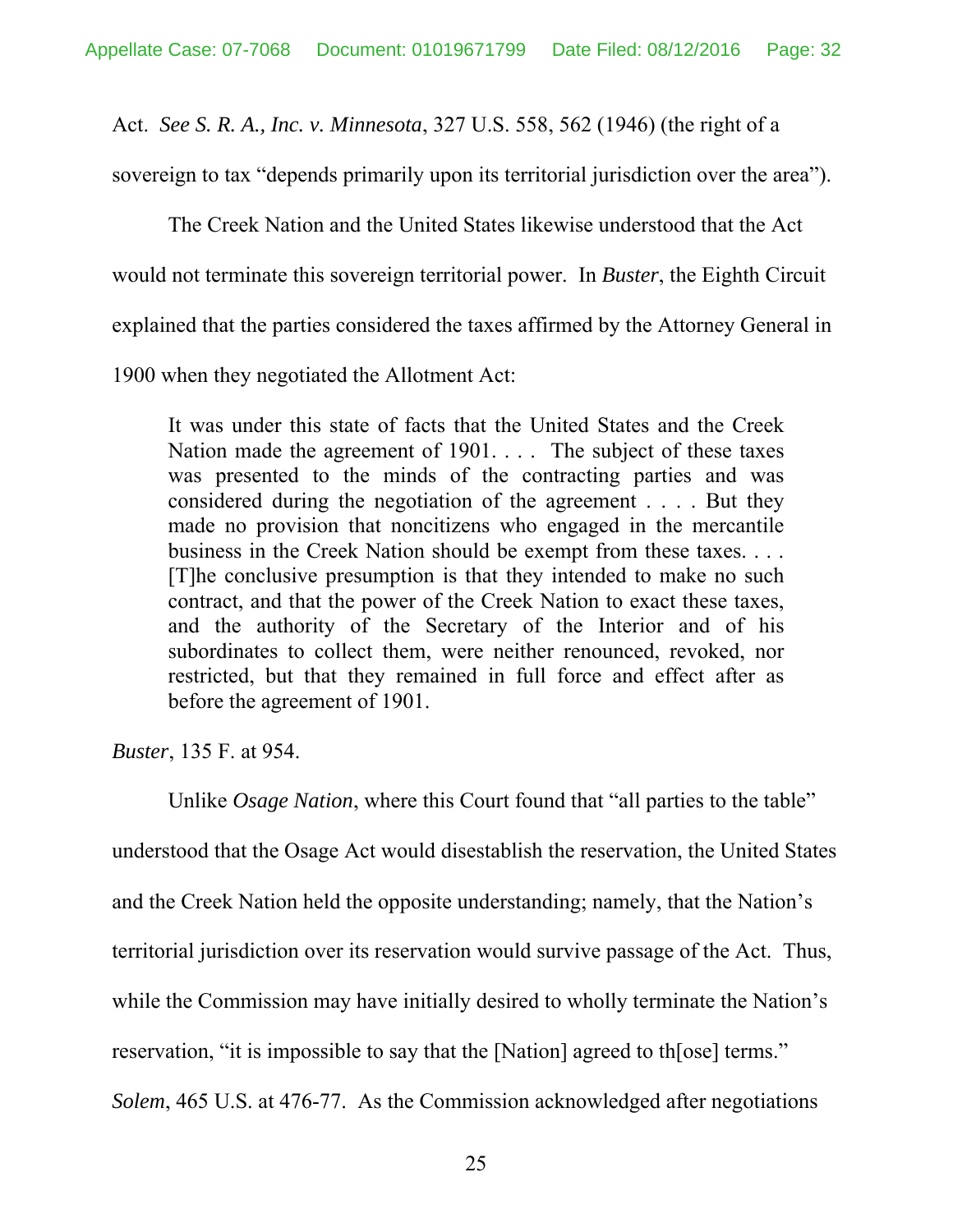Act. *See S. R. A., Inc. v. Minnesota*, 327 U.S. 558, 562 (1946) (the right of a sovereign to tax "depends primarily upon its territorial jurisdiction over the area").

The Creek Nation and the United States likewise understood that the Act would not terminate this sovereign territorial power. In *Buster*, the Eighth Circuit explained that the parties considered the taxes affirmed by the Attorney General in 1900 when they negotiated the Allotment Act:

> It was under this state of facts that the United States and the Creek Nation made the agreement of 1901. . . . The subject of these taxes was presented to the minds of the contracting parties and was considered during the negotiation of the agreement . . . . But they made no provision that noncitizens who engaged in the mercantile business in the Creek Nation should be exempt from these taxes. . . . [T]he conclusive presumption is that they intended to make no such contract, and that the power of the Creek Nation to exact these taxes, and the authority of the Secretary of the Interior and of his subordinates to collect them, were neither renounced, revoked, nor restricted, but that they remained in full force and effect after as before the agreement of 1901.

*Buster*, 135 F. at 954.

Unlike *Osage Nation*, where this Court found that "all parties to the table" understood that the Osage Act would disestablish the reservation, the United States and the Creek Nation held the opposite understanding; namely, that the Nation's territorial jurisdiction over its reservation would survive passage of the Act. Thus, while the Commission may have initially desired to wholly terminate the Nation's reservation, "it is impossible to say that the [Nation] agreed to th[ose] terms." *Solem*, 465 U.S. at 476-77. As the Commission acknowledged after negotiations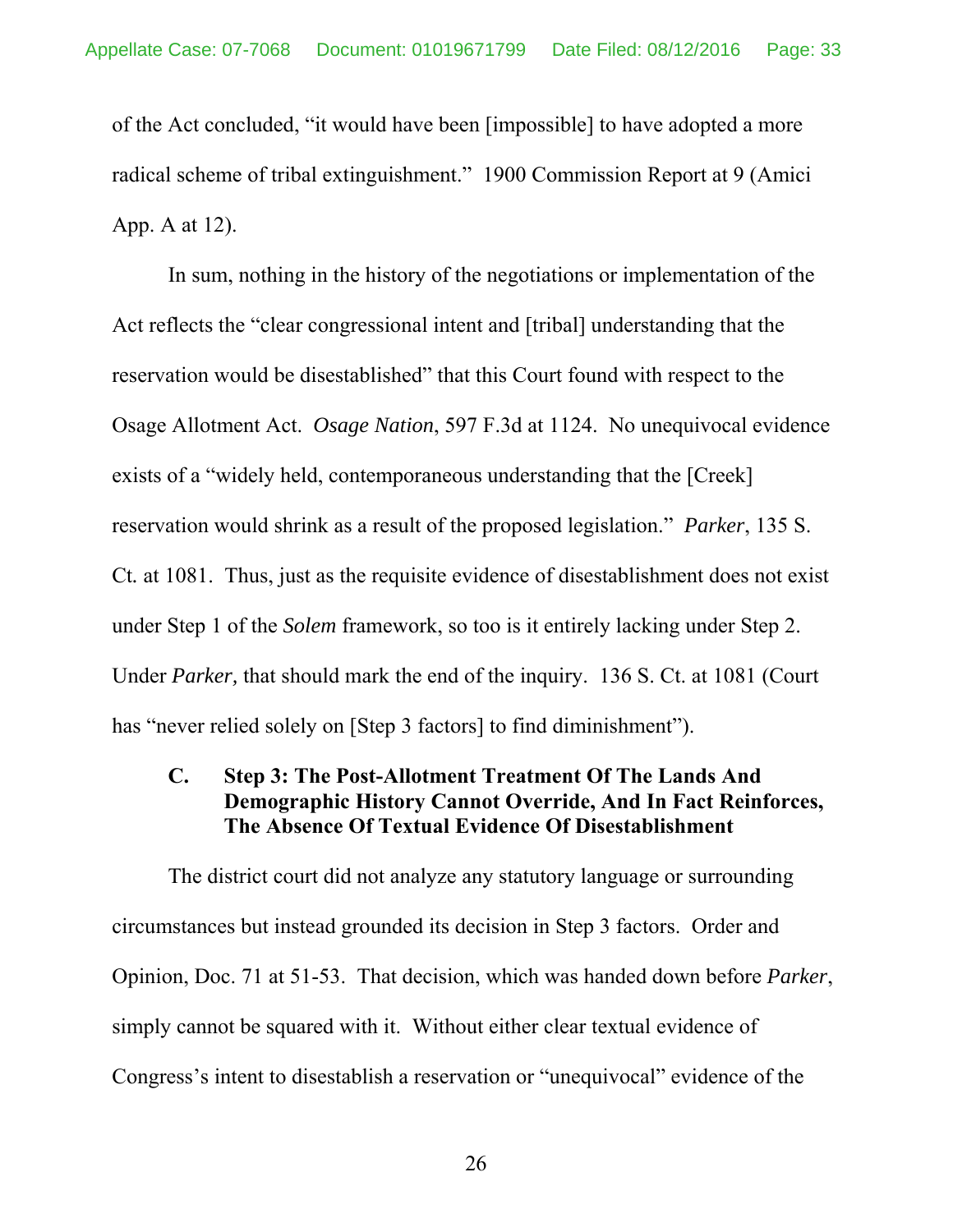of the Act concluded, "it would have been [impossible] to have adopted a more radical scheme of tribal extinguishment." 1900 Commission Report at 9 (Amici App. A at 12).

In sum, nothing in the history of the negotiations or implementation of the Act reflects the "clear congressional intent and [tribal] understanding that the reservation would be disestablished" that this Court found with respect to the Osage Allotment Act. *Osage Nation*, 597 F.3d at 1124. No unequivocal evidence exists of a "widely held, contemporaneous understanding that the [Creek] reservation would shrink as a result of the proposed legislation." *Parker*, 135 S. Ct. at 1081. Thus, just as the requisite evidence of disestablishment does not exist under Step 1 of the *Solem* framework, so too is it entirely lacking under Step 2. Under *Parker,* that should mark the end of the inquiry. 136 S. Ct. at 1081 (Court has "never relied solely on [Step 3 factors] to find diminishment").

### C. Step 3: The Post-Allotment Treatment Of The Lands And Demographic History Cannot Override, And In Fact Reinforces, The Absence Of Textual Evidence Of Disestablishment

The district court did not analyze any statutory language or surrounding circumstances but instead grounded its decision in Step 3 factors. Order and Opinion, Doc. 71 at 51-53. That decision, which was handed down before *Parker*, simply cannot be squared with it. Without either clear textual evidence of Congress's intent to disestablish a reservation or "unequivocal" evidence of the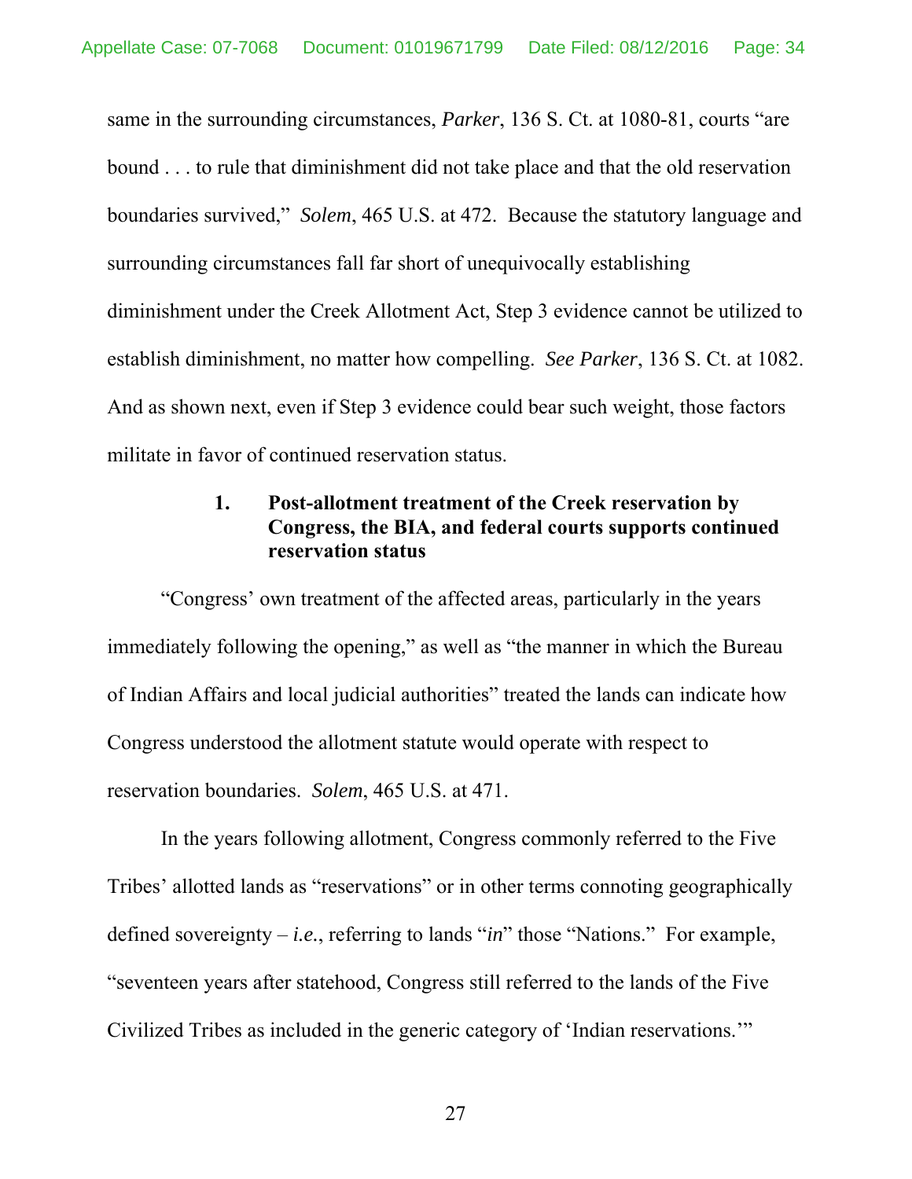same in the surrounding circumstances, *Parker*, 136 S. Ct. at 1080-81, courts "are bound . . . to rule that diminishment did not take place and that the old reservation boundaries survived," *Solem*, 465 U.S. at 472. Because the statutory language and surrounding circumstances fall far short of unequivocally establishing diminishment under the Creek Allotment Act, Step 3 evidence cannot be utilized to establish diminishment, no matter how compelling. *See Parker*, 136 S. Ct. at 1082. And as shown next, even if Step 3 evidence could bear such weight, those factors militate in favor of continued reservation status.

**1. Post-allotment treatment of the Creek reservation by Congress, the BIA, and federal courts supports continued reservation status**

"Congress' own treatment of the affected areas, particularly in the years immediately following the opening," as well as "the manner in which the Bureau of Indian Affairs and local judicial authorities" treated the lands can indicate how Congress understood the allotment statute would operate with respect to reservation boundaries. *Solem*, 465 U.S. at 471.

In the years following allotment, Congress commonly referred to the Five Tribes' allotted lands as "reservations" or in other terms connoting geographically defined sovereignty – *i.e.*, referring to lands "*in*" those "Nations." For example, "seventeen years after statehood, Congress still referred to the lands of the Five Civilized Tribes as included in the generic category of 'Indian reservations.'"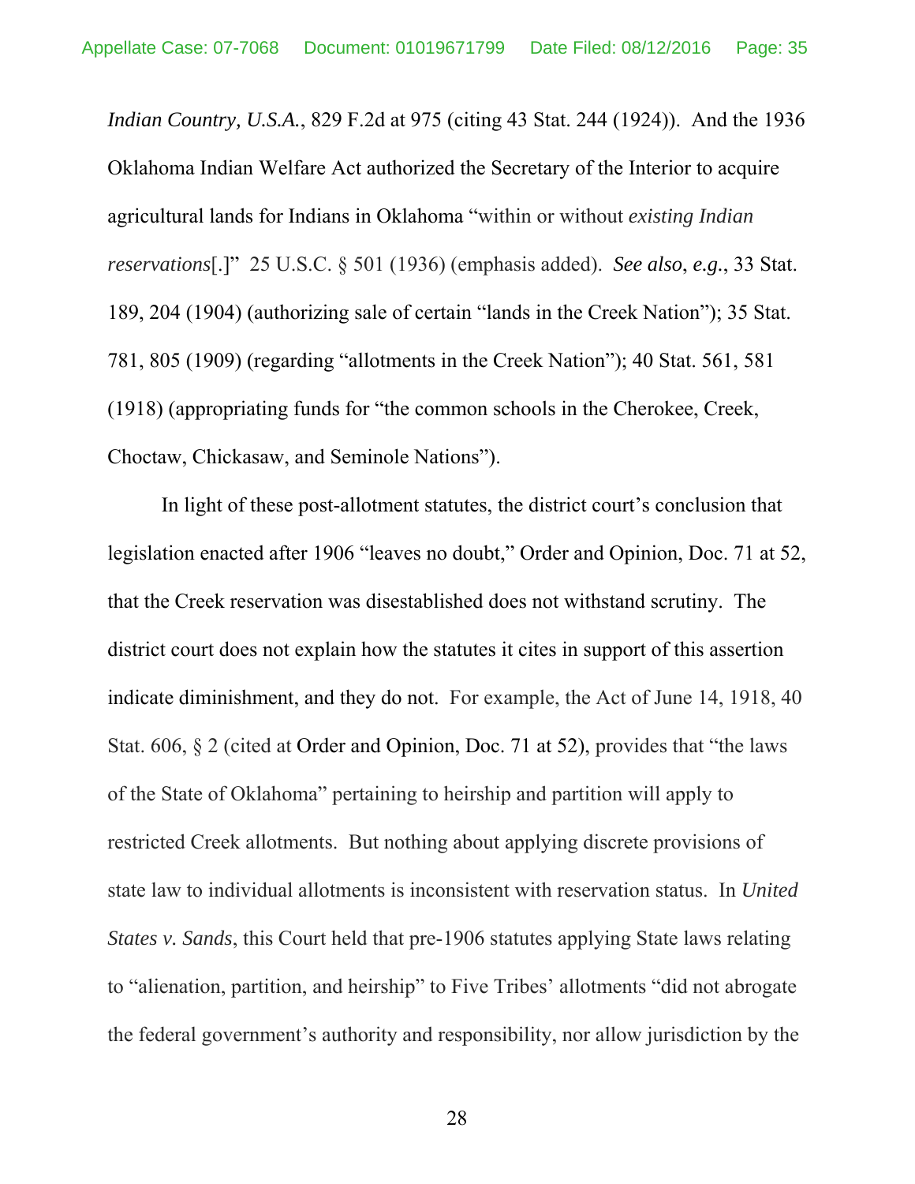*Indian Country, U.S.A.*, 829 F.2d at 975 (citing 43 Stat. 244 (1924)). And the 1936 Oklahoma Indian Welfare Act authorized the Secretary of the Interior to acquire agricultural lands for Indians in Oklahoma "within or without *existing Indian reservations*[.]" 25 U.S.C. § 501 (1936) (emphasis added). *See also*, *e.g.*, 33 Stat. 189, 204 (1904) (authorizing sale of certain "lands in the Creek Nation"); 35 Stat. 781, 805 (1909) (regarding "allotments in the Creek Nation"); 40 Stat. 561, 581 (1918) (appropriating funds for "the common schools in the Cherokee, Creek, Choctaw, Chickasaw, and Seminole Nations").

In light of these post-allotment statutes, the district court's conclusion that legislation enacted after 1906 "leaves no doubt," Order and Opinion, Doc. 71 at 52, that the Creek reservation was disestablished does not withstand scrutiny. The district court does not explain how the statutes it cites in support of this assertion indicate diminishment, and they do not. For example, the Act of June 14, 1918, 40 Stat. 606, § 2 (cited at Order and Opinion, Doc. 71 at 52), provides that "the laws of the State of Oklahoma" pertaining to heirship and partition will apply to restricted Creek allotments. But nothing about applying discrete provisions of state law to individual allotments is inconsistent with reservation status. In *United States v. Sands*, this Court held that pre-1906 statutes applying State laws relating to "alienation, partition, and heirship" to Five Tribes' allotments "did not abrogate the federal government's authority and responsibility, nor allow jurisdiction by the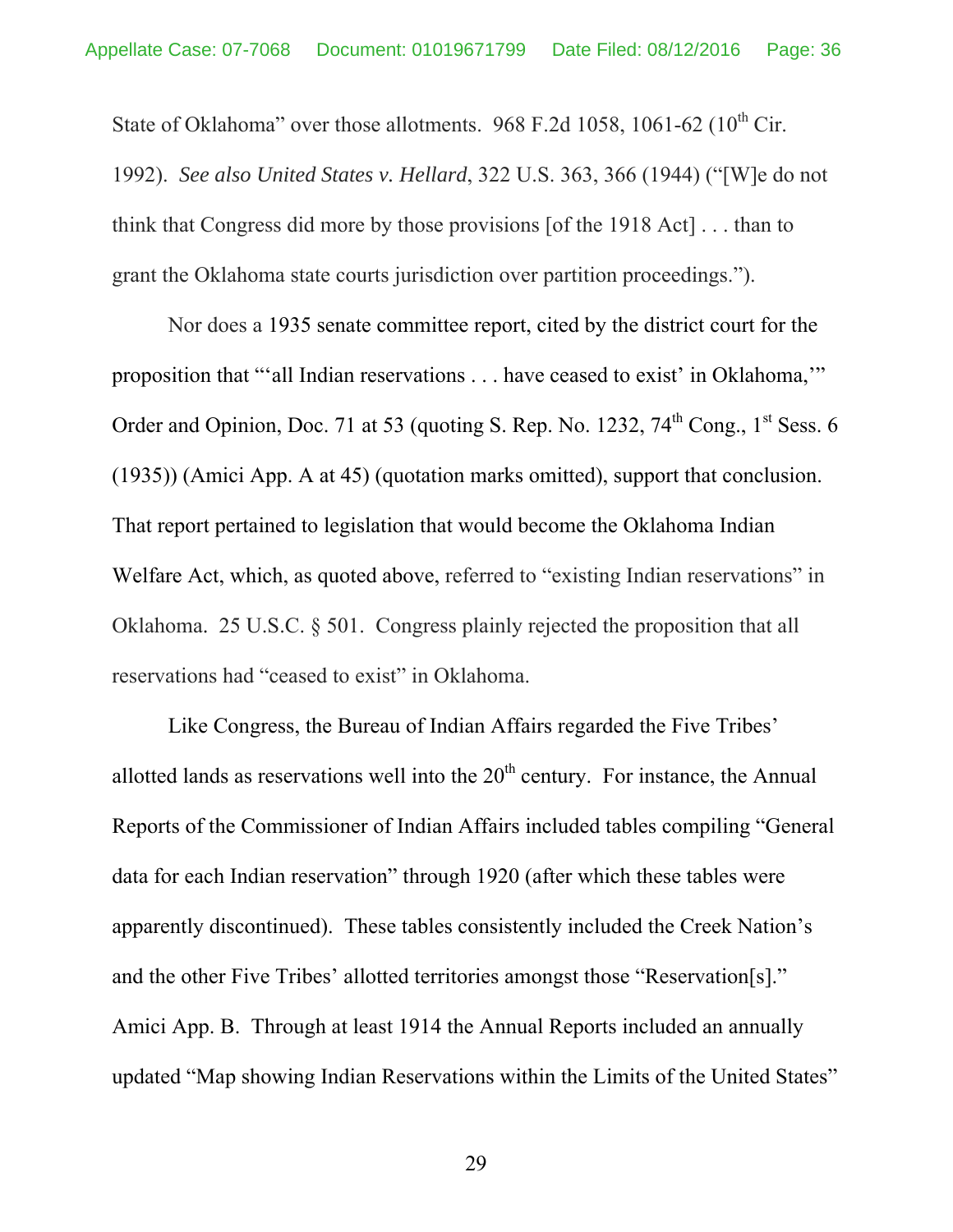State of Oklahoma" over those allotments. 968 F.2d 1058, 1061-62 (10th Cir. 1992). *See also United States v. Hellard*, 322 U.S. 363, 366 (1944) ("[W]e do not think that Congress did more by those provisions [of the 1918 Act] . . . than to grant the Oklahoma state courts jurisdiction over partition proceedings.").

Nor does a 1935 senate committee report, cited by the district court for the proposition that "'all Indian reservations . . . have ceased to exist' in Oklahoma,'" Order and Opinion, Doc. 71 at 53 (quoting S. Rep. No. 1232, 74th Cong., 1st Sess. 6 (1935)) (Amici App. A at 45) (quotation marks omitted), support that conclusion. That report pertained to legislation that would become the Oklahoma Indian Welfare Act, which, as quoted above, referred to "existing Indian reservations" in Oklahoma. 25 U.S.C. § 501. Congress plainly rejected the proposition that all reservations had "ceased to exist" in Oklahoma.

Like Congress, the Bureau of Indian Affairs regarded the Five Tribes' allotted lands as reservations well into the 20th century. For instance, the Annual Reports of the Commissioner of Indian Affairs included tables compiling "General data for each Indian reservation" through 1920 (after which these tables were apparently discontinued). These tables consistently included the Creek Nation's and the other Five Tribes' allotted territories amongst those "Reservation[s]." Amici App. B. Through at least 1914 the Annual Reports included an annually updated "Map showing Indian Reservations within the Limits of the United States"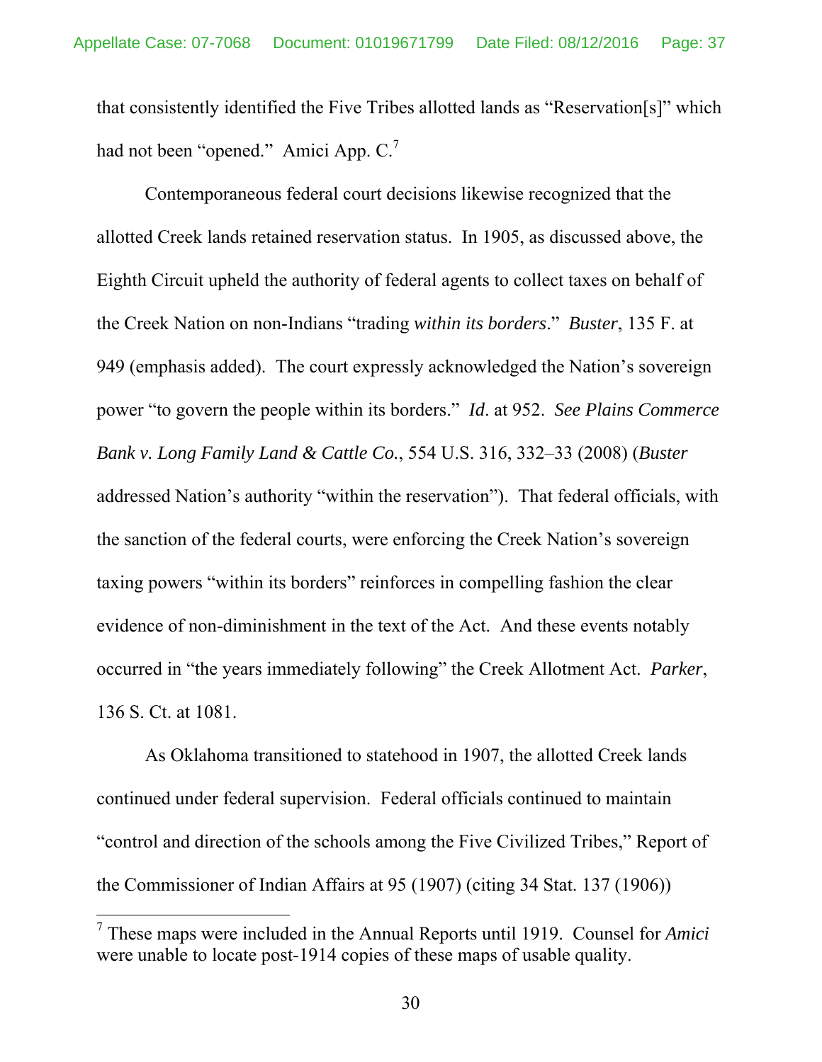that consistently identified the Five Tribes allotted lands as "Reservation[s]" which had not been "opened." Amici App. C.[7]

Contemporaneous federal court decisions likewise recognized that the allotted Creek lands retained reservation status. In 1905, as discussed above, the Eighth Circuit upheld the authority of federal agents to collect taxes on behalf of the Creek Nation on non-Indians "trading *within its borders*." *Buster*, 135 F. at 949 (emphasis added). The court expressly acknowledged the Nation's sovereign power "to govern the people within its borders." *Id*. at 952. *See Plains Commerce Bank v. Long Family Land & Cattle Co.*, 554 U.S. 316, 332–33 (2008) (*Buster* addressed Nation's authority "within the reservation"). That federal officials, with the sanction of the federal courts, were enforcing the Creek Nation's sovereign taxing powers "within its borders" reinforces in compelling fashion the clear evidence of non-diminishment in the text of the Act. And these events notably occurred in "the years immediately following" the Creek Allotment Act. *Parker*, 136 S. Ct. at 1081.

As Oklahoma transitioned to statehood in 1907, the allotted Creek lands continued under federal supervision. Federal officials continued to maintain "control and direction of the schools among the Five Civilized Tribes," Report of the Commissioner of Indian Affairs at 95 (1907) (citing 34 Stat. 137 (1906))

---

[7] These maps were included in the Annual Reports until 1919. Counsel for *Amici* were unable to locate post-1914 copies of these maps of usable quality.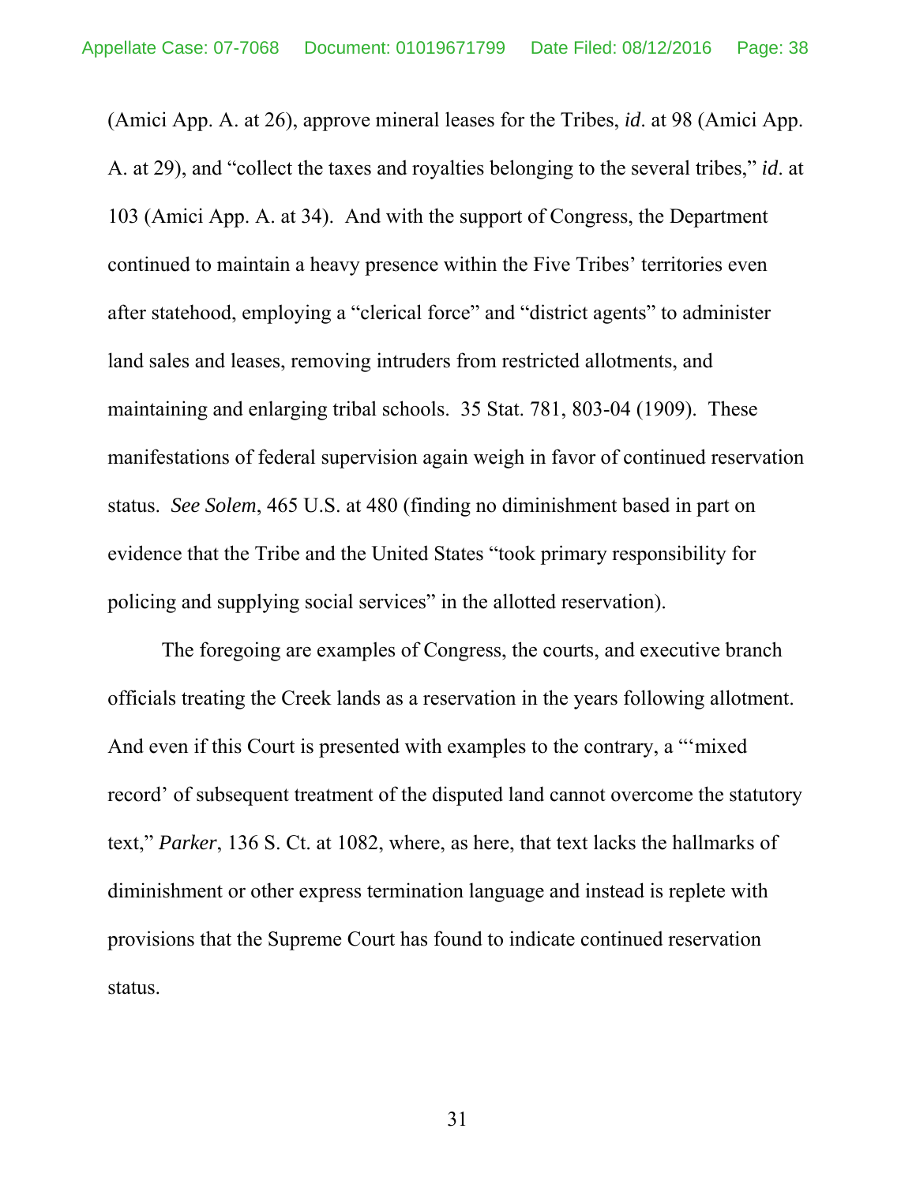(Amici App. A. at 26), approve mineral leases for the Tribes, *id*. at 98 (Amici App. A. at 29), and "collect the taxes and royalties belonging to the several tribes," *id*. at 103 (Amici App. A. at 34). And with the support of Congress, the Department continued to maintain a heavy presence within the Five Tribes' territories even after statehood, employing a "clerical force" and "district agents" to administer land sales and leases, removing intruders from restricted allotments, and maintaining and enlarging tribal schools. 35 Stat. 781, 803-04 (1909). These manifestations of federal supervision again weigh in favor of continued reservation status. *See Solem*, 465 U.S. at 480 (finding no diminishment based in part on evidence that the Tribe and the United States "took primary responsibility for policing and supplying social services" in the allotted reservation).

The foregoing are examples of Congress, the courts, and executive branch officials treating the Creek lands as a reservation in the years following allotment. And even if this Court is presented with examples to the contrary, a "'mixed record' of subsequent treatment of the disputed land cannot overcome the statutory text," *Parker*, 136 S. Ct. at 1082, where, as here, that text lacks the hallmarks of diminishment or other express termination language and instead is replete with provisions that the Supreme Court has found to indicate continued reservation status.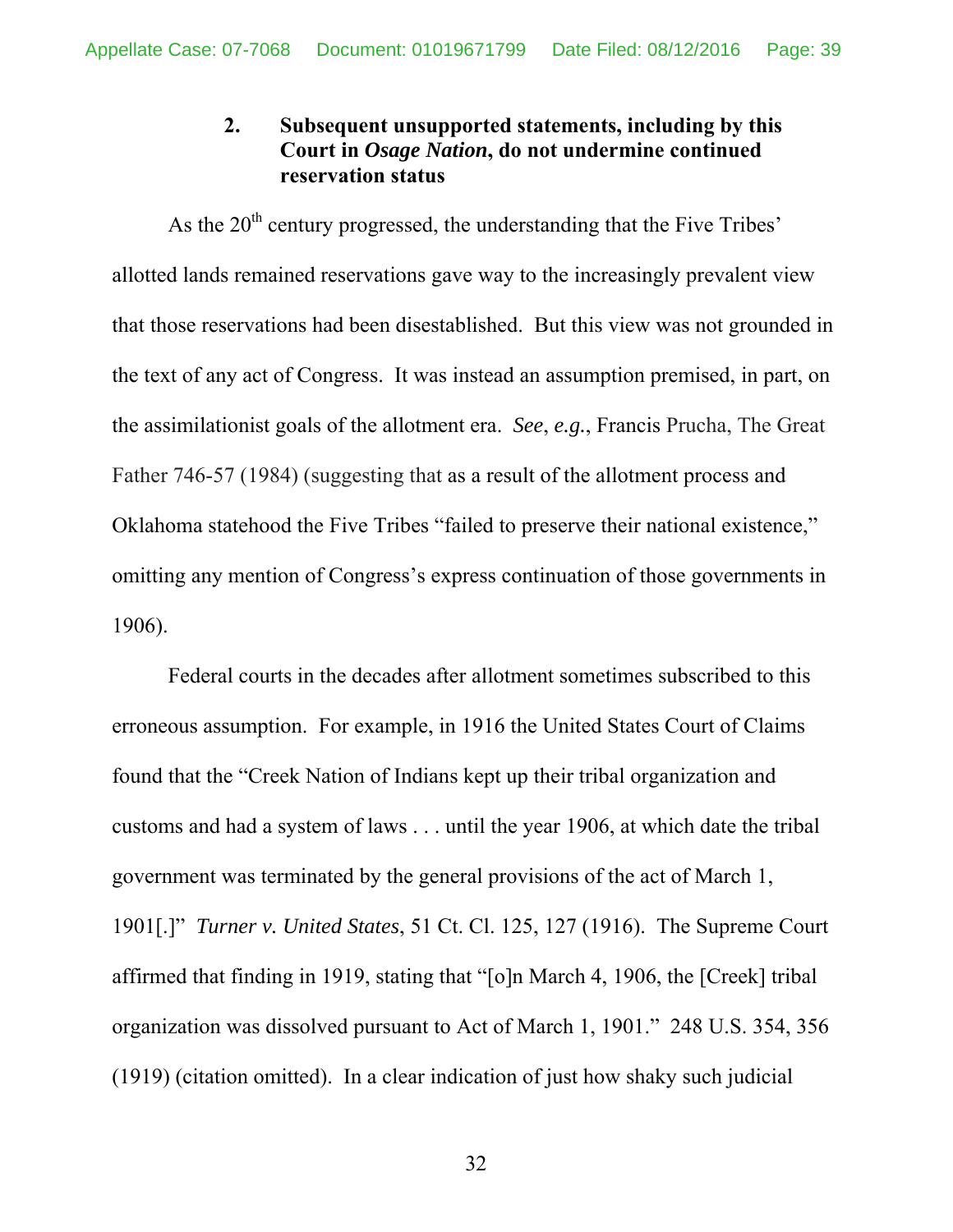### 2. Subsequent unsupported statements, including by this Court in *Osage Nation*, do not undermine continued reservation status

As the 20th century progressed, the understanding that the Five Tribes' allotted lands remained reservations gave way to the increasingly prevalent view that those reservations had been disestablished. But this view was not grounded in the text of any act of Congress. It was instead an assumption premised, in part, on the assimilationist goals of the allotment era. *See*, *e.g.*, Francis Prucha, The Great Father 746-57 (1984) (suggesting that as a result of the allotment process and Oklahoma statehood the Five Tribes "failed to preserve their national existence," omitting any mention of Congress's express continuation of those governments in 1906).

Federal courts in the decades after allotment sometimes subscribed to this erroneous assumption. For example, in 1916 the United States Court of Claims found that the "Creek Nation of Indians kept up their tribal organization and customs and had a system of laws . . . until the year 1906, at which date the tribal government was terminated by the general provisions of the act of March 1, 1901[.]" *Turner v. United States*, 51 Ct. Cl. 125, 127 (1916). The Supreme Court affirmed that finding in 1919, stating that "[o]n March 4, 1906, the [Creek] tribal organization was dissolved pursuant to Act of March 1, 1901." 248 U.S. 354, 356 (1919) (citation omitted). In a clear indication of just how shaky such judicial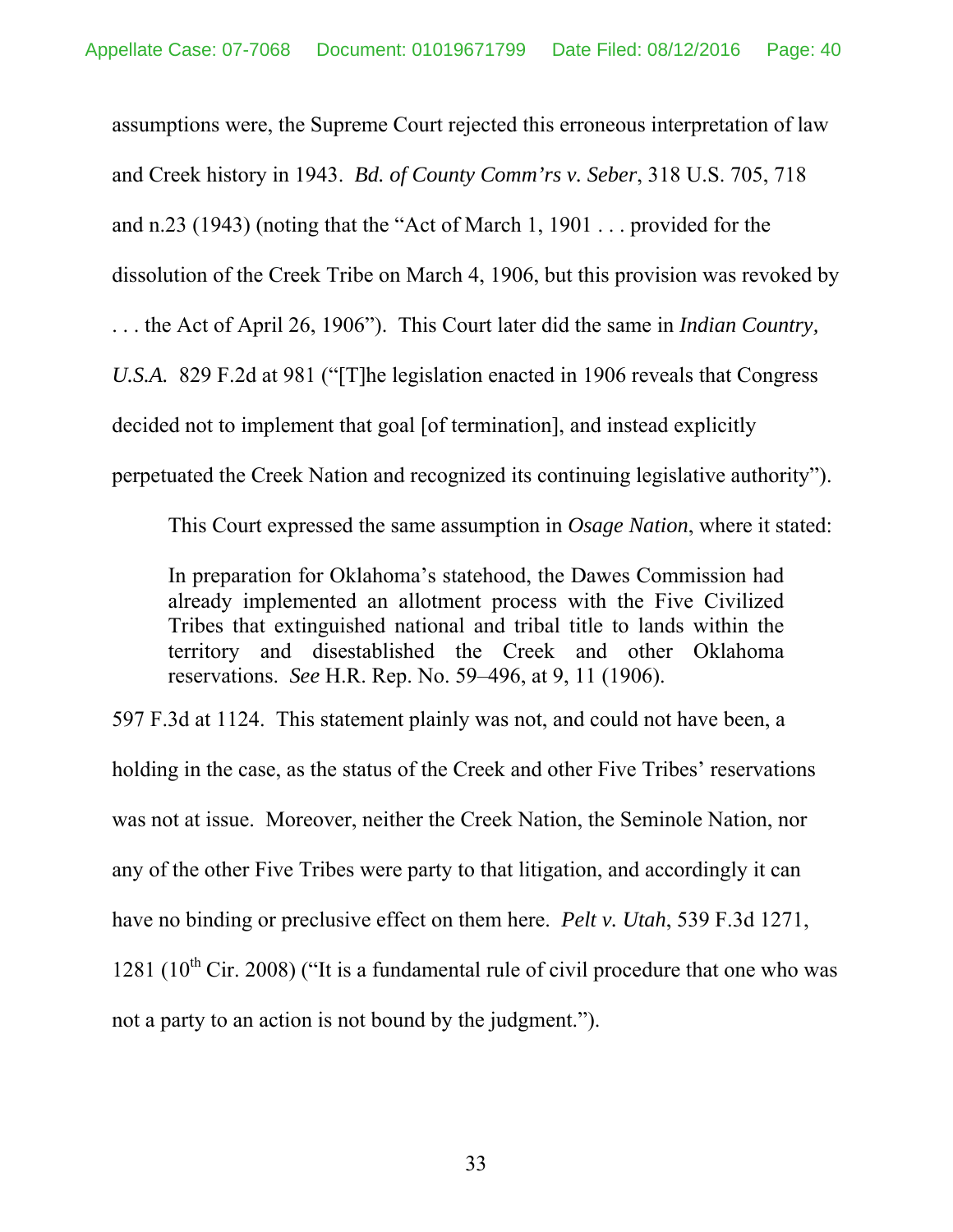assumptions were, the Supreme Court rejected this erroneous interpretation of law and Creek history in 1943. *Bd. of County Comm'rs v. Seber*, 318 U.S. 705, 718 and n.23 (1943) (noting that the "Act of March 1, 1901 . . . provided for the dissolution of the Creek Tribe on March 4, 1906, but this provision was revoked by . . . the Act of April 26, 1906"). This Court later did the same in *Indian Country, U.S.A.* 829 F.2d at 981 ("[T]he legislation enacted in 1906 reveals that Congress decided not to implement that goal [of termination], and instead explicitly perpetuated the Creek Nation and recognized its continuing legislative authority").

This Court expressed the same assumption in *Osage Nation*, where it stated:

> In preparation for Oklahoma's statehood, the Dawes Commission had already implemented an allotment process with the Five Civilized Tribes that extinguished national and tribal title to lands within the territory and disestablished the Creek and other Oklahoma reservations. *See* H.R. Rep. No. 59–496, at 9, 11 (1906).

597 F.3d at 1124. This statement plainly was not, and could not have been, a holding in the case, as the status of the Creek and other Five Tribes' reservations was not at issue. Moreover, neither the Creek Nation, the Seminole Nation, nor any of the other Five Tribes were party to that litigation, and accordingly it can have no binding or preclusive effect on them here. *Pelt v. Utah*, 539 F.3d 1271, 1281 (10th Cir. 2008) ("It is a fundamental rule of civil procedure that one who was not a party to an action is not bound by the judgment.").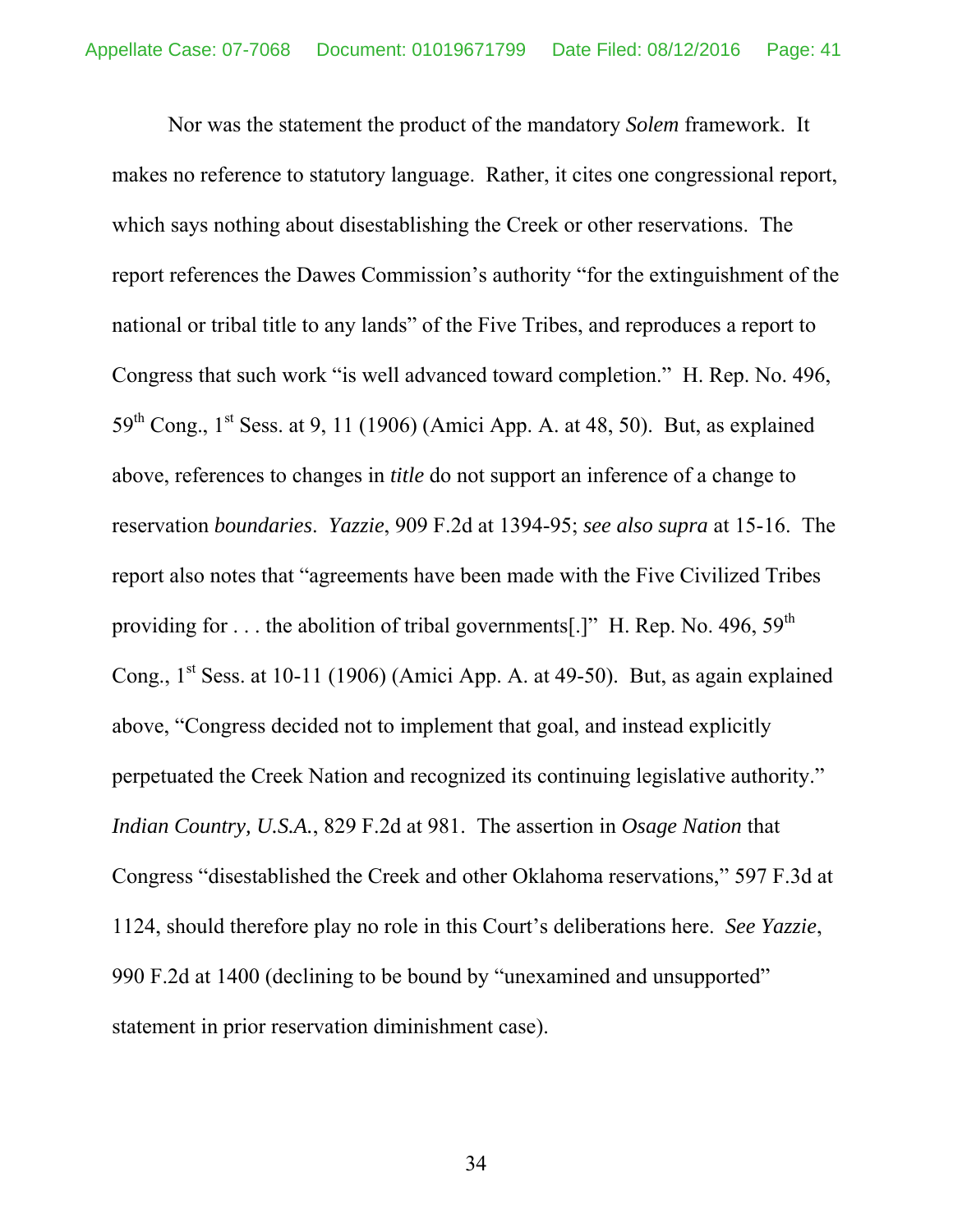Nor was the statement the product of the mandatory *Solem* framework. It makes no reference to statutory language. Rather, it cites one congressional report, which says nothing about disestablishing the Creek or other reservations. The report references the Dawes Commission's authority "for the extinguishment of the national or tribal title to any lands" of the Five Tribes, and reproduces a report to Congress that such work "is well advanced toward completion." H. Rep. No. 496, 59th Cong., 1st Sess. at 9, 11 (1906) (Amici App. A. at 48, 50). But, as explained above, references to changes in *title* do not support an inference of a change to reservation *boundaries*. *Yazzie*, 909 F.2d at 1394-95; *see also supra* at 15-16. The report also notes that "agreements have been made with the Five Civilized Tribes providing for . . . the abolition of tribal governments[.]" H. Rep. No. 496, 59th Cong., 1st Sess. at 10-11 (1906) (Amici App. A. at 49-50). But, as again explained above, "Congress decided not to implement that goal, and instead explicitly perpetuated the Creek Nation and recognized its continuing legislative authority." *Indian Country, U.S.A.*, 829 F.2d at 981. The assertion in *Osage Nation* that Congress "disestablished the Creek and other Oklahoma reservations," 597 F.3d at 1124, should therefore play no role in this Court's deliberations here. *See Yazzie*, 990 F.2d at 1400 (declining to be bound by "unexamined and unsupported" statement in prior reservation diminishment case).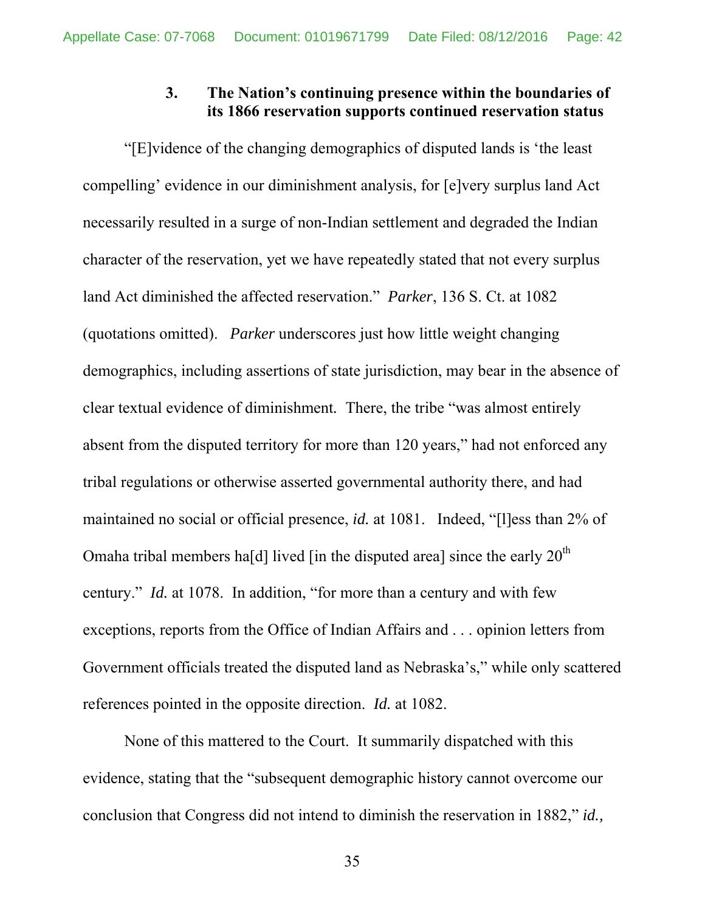### 3. The Nation's continuing presence within the boundaries of its 1866 reservation supports continued reservation status

"[E]vidence of the changing demographics of disputed lands is 'the least compelling' evidence in our diminishment analysis, for [e]very surplus land Act necessarily resulted in a surge of non-Indian settlement and degraded the Indian character of the reservation, yet we have repeatedly stated that not every surplus land Act diminished the affected reservation." *Parker*, 136 S. Ct. at 1082 (quotations omitted). *Parker* underscores just how little weight changing demographics, including assertions of state jurisdiction, may bear in the absence of clear textual evidence of diminishment. There, the tribe "was almost entirely absent from the disputed territory for more than 120 years," had not enforced any tribal regulations or otherwise asserted governmental authority there, and had maintained no social or official presence, *id.* at 1081. Indeed, "[l]ess than 2% of Omaha tribal members ha[d] lived [in the disputed area] since the early 20th century." *Id.* at 1078. In addition, "for more than a century and with few exceptions, reports from the Office of Indian Affairs and . . . opinion letters from Government officials treated the disputed land as Nebraska's," while only scattered references pointed in the opposite direction. *Id.* at 1082.

None of this mattered to the Court. It summarily dispatched with this evidence, stating that the "subsequent demographic history cannot overcome our conclusion that Congress did not intend to diminish the reservation in 1882," *id.*,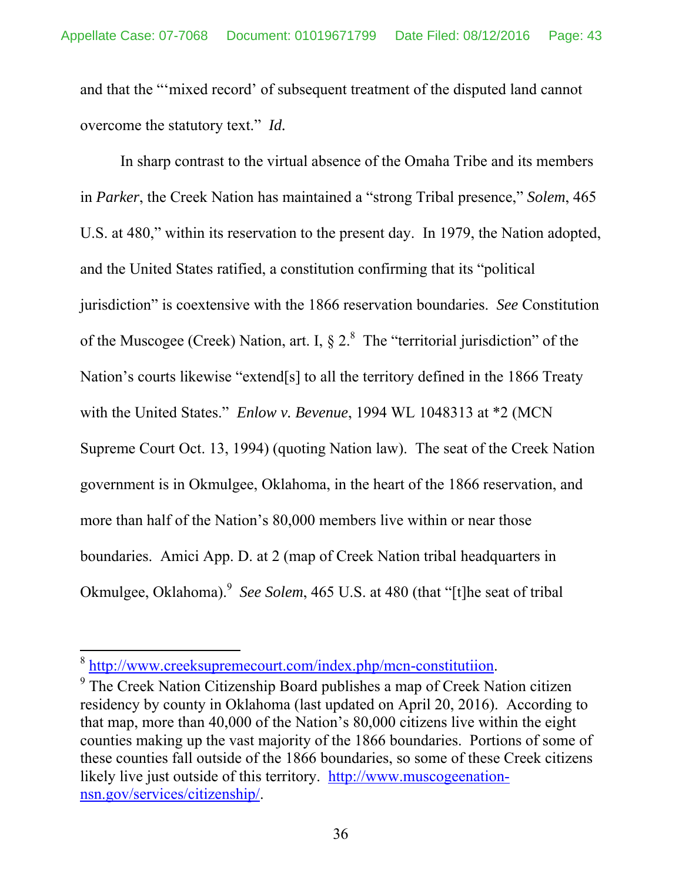and that the "'mixed record' of subsequent treatment of the disputed land cannot overcome the statutory text." *Id.*

In sharp contrast to the virtual absence of the Omaha Tribe and its members in *Parker*, the Creek Nation has maintained a "strong Tribal presence," *Solem*, 465 U.S. at 480," within its reservation to the present day. In 1979, the Nation adopted, and the United States ratified, a constitution confirming that its "political jurisdiction" is coextensive with the 1866 reservation boundaries. *See* Constitution of the Muscogee (Creek) Nation, art. I, § 2.[8] The "territorial jurisdiction" of the Nation's courts likewise "extend[s] to all the territory defined in the 1866 Treaty with the United States." *Enlow v. Bevenue*, 1994 WL 1048313 at *2 (MCN Supreme Court Oct. 13, 1994) (quoting Nation law). The seat of the Creek Nation government is in Okmulgee, Oklahoma, in the heart of the 1866 reservation, and more than half of the Nation's 80,000 members live within or near those boundaries. Amici App. D. at 2 (map of Creek Nation tribal headquarters in Okmulgee, Oklahoma).[9] *See Solem*, 465 U.S. at 480 (that "[t]he seat of tribal

---

[8] http://www.creeksupremecourt.com/index.php/mcn-constitutiion.

[9] The Creek Nation Citizenship Board publishes a map of Creek Nation citizen residency by county in Oklahoma (last updated on April 20, 2016). According to that map, more than 40,000 of the Nation's 80,000 citizens live within the eight counties making up the vast majority of the 1866 boundaries. Portions of some of these counties fall outside of the 1866 boundaries, so some of these Creek citizens likely live just outside of this territory. http://www.muscogeenation-nsn.gov/services/citizenship/.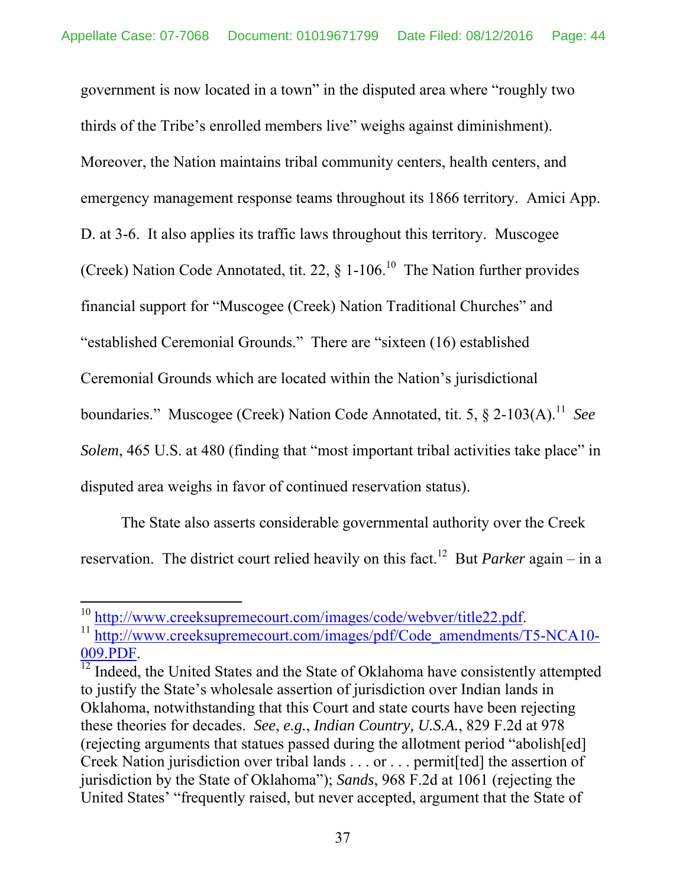government is now located in a town" in the disputed area where "roughly two thirds of the Tribe's enrolled members live" weighs against diminishment). Moreover, the Nation maintains tribal community centers, health centers, and emergency management response teams throughout its 1866 territory. Amici App. D. at 3-6. It also applies its traffic laws throughout this territory. Muscogee (Creek) Nation Code Annotated, tit. 22, § 1-106.[10] The Nation further provides financial support for "Muscogee (Creek) Nation Traditional Churches" and "established Ceremonial Grounds." There are "sixteen (16) established Ceremonial Grounds which are located within the Nation's jurisdictional boundaries." Muscogee (Creek) Nation Code Annotated, tit. 5, § 2-103(A).[11] *See Solem*, 465 U.S. at 480 (finding that "most important tribal activities take place" in disputed area weighs in favor of continued reservation status).

The State also asserts considerable governmental authority over the Creek reservation. The district court relied heavily on this fact.[12] But *Parker* again – in a

---

[10] http://www.creeksupremecourt.com/images/code/webver/title22.pdf.

[11] http://www.creeksupremecourt.com/images/pdf/Code_amendments/T5-NCA10-009.PDF.

[12] Indeed, the United States and the State of Oklahoma have consistently attempted to justify the State's wholesale assertion of jurisdiction over Indian lands in Oklahoma, notwithstanding that this Court and state courts have been rejecting these theories for decades. *See*, *e.g.*, *Indian Country, U.S.A.*, 829 F.2d at 978 (rejecting arguments that statues passed during the allotment period "abolish[ed] Creek Nation jurisdiction over tribal lands . . . or . . . permit[ted] the assertion of jurisdiction by the State of Oklahoma"); *Sands*, 968 F.2d at 1061 (rejecting the United States' "frequently raised, but never accepted, argument that the State of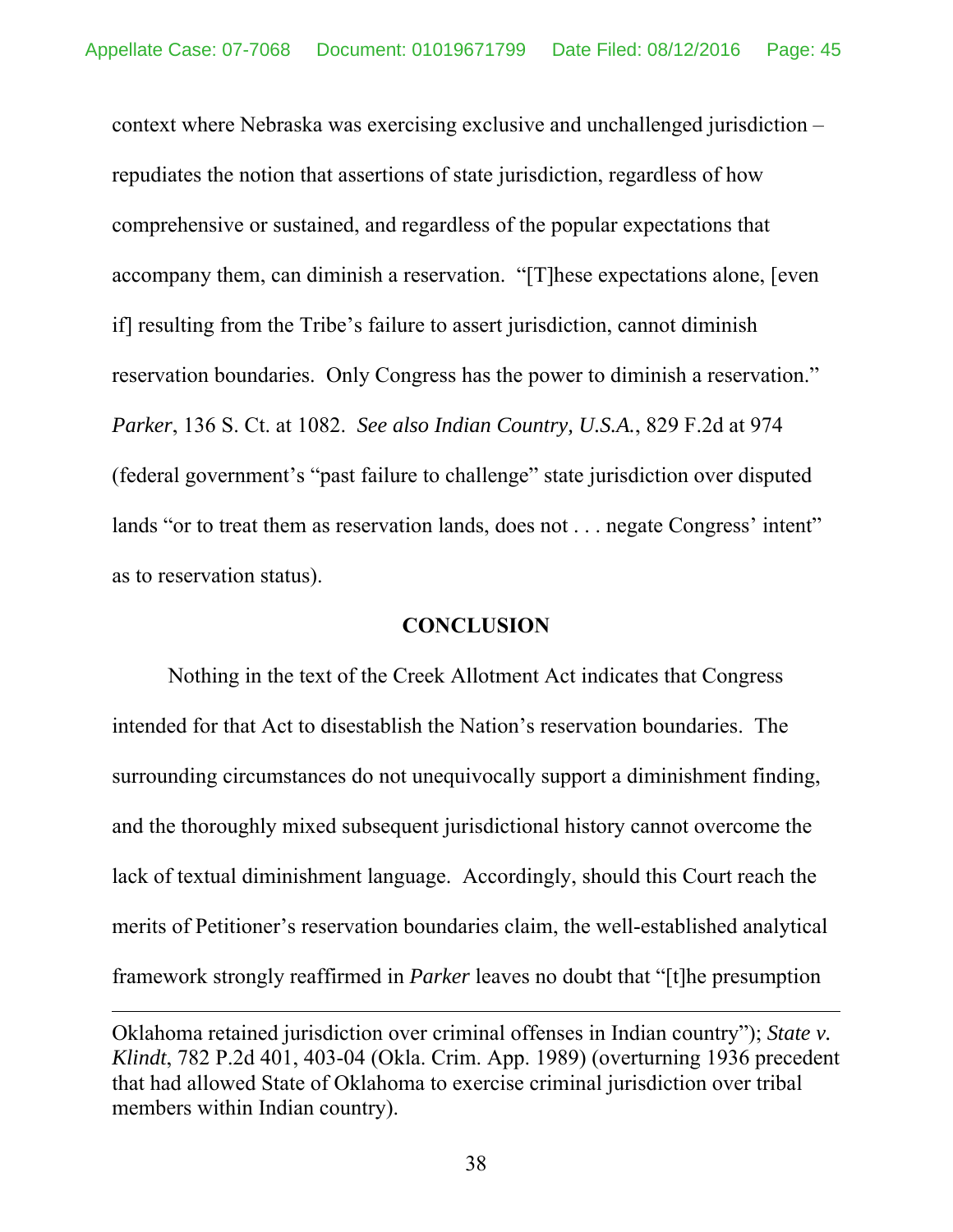context where Nebraska was exercising exclusive and unchallenged jurisdiction – repudiates the notion that assertions of state jurisdiction, regardless of how comprehensive or sustained, and regardless of the popular expectations that accompany them, can diminish a reservation. "[T]hese expectations alone, [even if] resulting from the Tribe's failure to assert jurisdiction, cannot diminish reservation boundaries. Only Congress has the power to diminish a reservation." *Parker*, 136 S. Ct. at 1082. *See also Indian Country, U.S.A.*, 829 F.2d at 974 (federal government's "past failure to challenge" state jurisdiction over disputed lands "or to treat them as reservation lands, does not . . . negate Congress' intent" as to reservation status).

## CONCLUSION

Nothing in the text of the Creek Allotment Act indicates that Congress intended for that Act to disestablish the Nation's reservation boundaries. The surrounding circumstances do not unequivocally support a diminishment finding, and the thoroughly mixed subsequent jurisdictional history cannot overcome the lack of textual diminishment language. Accordingly, should this Court reach the merits of Petitioner's reservation boundaries claim, the well-established analytical framework strongly reaffirmed in *Parker* leaves no doubt that "[t]he presumption

---

Oklahoma retained jurisdiction over criminal offenses in Indian country"); *State v. Klindt*, 782 P.2d 401, 403-04 (Okla. Crim. App. 1989) (overturning 1936 precedent that had allowed State of Oklahoma to exercise criminal jurisdiction over tribal members within Indian country).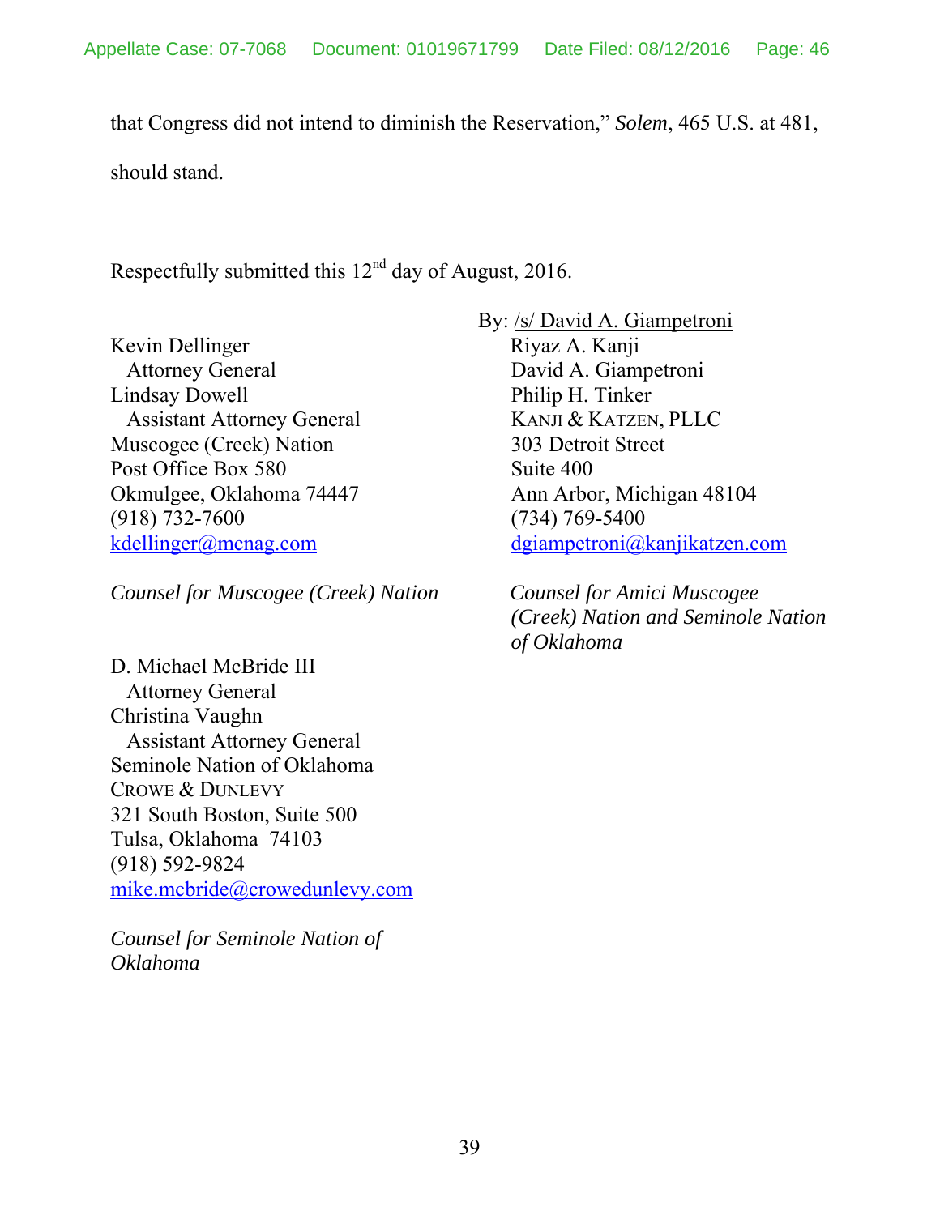that Congress did not intend to diminish the Reservation," *Solem*, 465 U.S. at 481, should stand.

Respectfully submitted this 12th day of August, 2016.

By: /s/ David A. Giampetroni
Riyaz A. Kanji
David A. Giampetroni
Philip H. Tinker
KANJI & KATZEN, PLLC
303 Detroit Street
Suite 400
Ann Arbor, Michigan 48104
(734) 769-5400
dgiampetroni@kanjikatzen.com

*Counsel for Amici Muscogee (Creek) Nation and Seminole Nation of Oklahoma*

Kevin Dellinger
Attorney General
Lindsay Dowell
Assistant Attorney General
Muscogee (Creek) Nation
Post Office Box 580
Okmulgee, Oklahoma 74447
(918) 732-7600
kdellinger@mcnag.com

*Counsel for Muscogee (Creek) Nation*

D. Michael McBride III
Attorney General
Christina Vaughn
Assistant Attorney General
Seminole Nation of Oklahoma
CROWE & DUNLEVY
321 South Boston, Suite 500
Tulsa, Oklahoma 74103
(918) 592-9824
mike.mcbride@crowedunlevy.com

*Counsel for Seminole Nation of Oklahoma*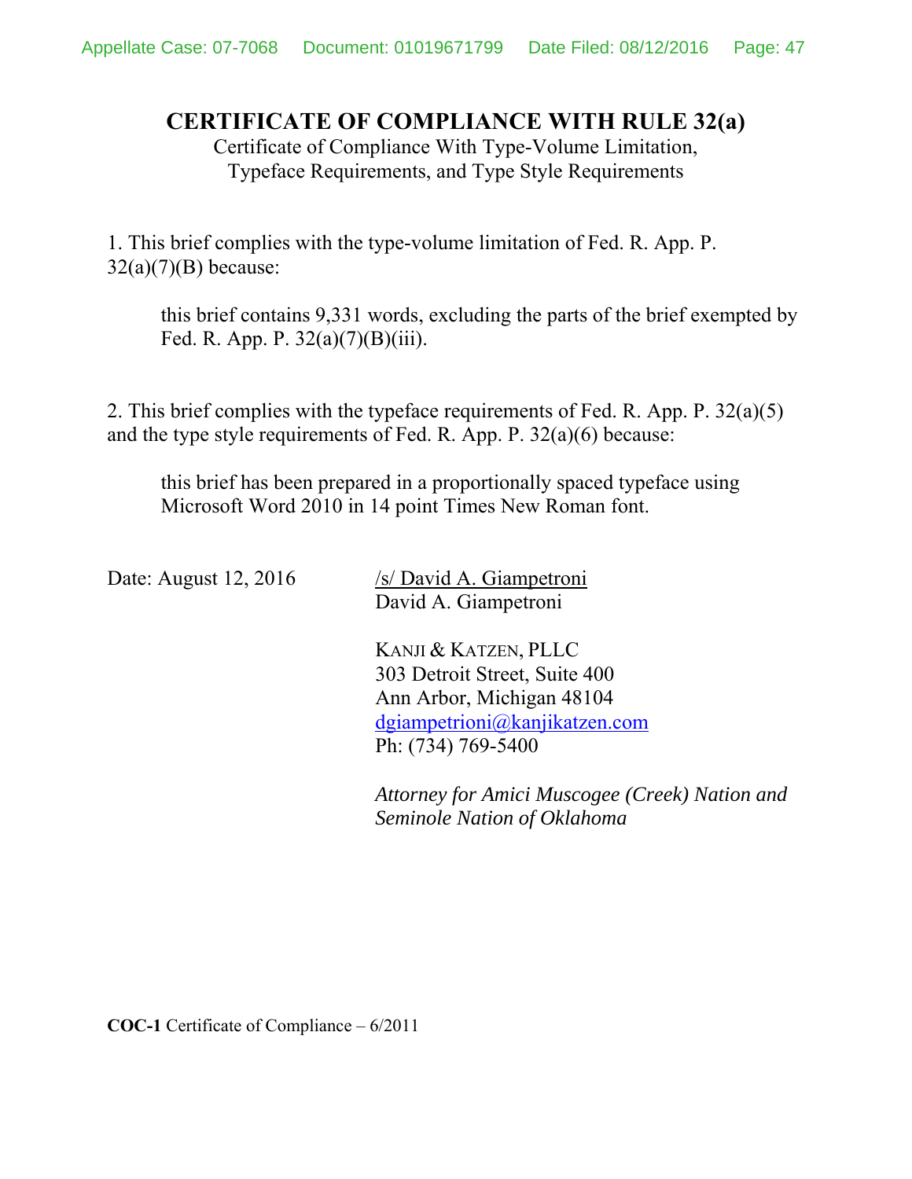# CERTIFICATE OF COMPLIANCE WITH RULE 32(a)

Certificate of Compliance With Type-Volume Limitation,
Typeface Requirements, and Type Style Requirements

1. This brief complies with the type-volume limitation of Fed. R. App. P. 32(a)(7)(B) because:

   this brief contains 9,331 words, excluding the parts of the brief exempted by Fed. R. App. P. 32(a)(7)(B)(iii).

2. This brief complies with the typeface requirements of Fed. R. App. P. 32(a)(5) and the type style requirements of Fed. R. App. P. 32(a)(6) because:

   this brief has been prepared in a proportionally spaced typeface using Microsoft Word 2010 in 14 point Times New Roman font.

Date: August 12, 2016

/s/ David A. Giampetroni
David A. Giampetroni

KANJI & KATZEN, PLLC
303 Detroit Street, Suite 400
Ann Arbor, Michigan 48104
dgiampetrioni@kanjikatzen.com
Ph: (734) 769-5400

*Attorney for Amici Muscogee (Creek) Nation and Seminole Nation of Oklahoma*

**COC-1** Certificate of Compliance – 6/2011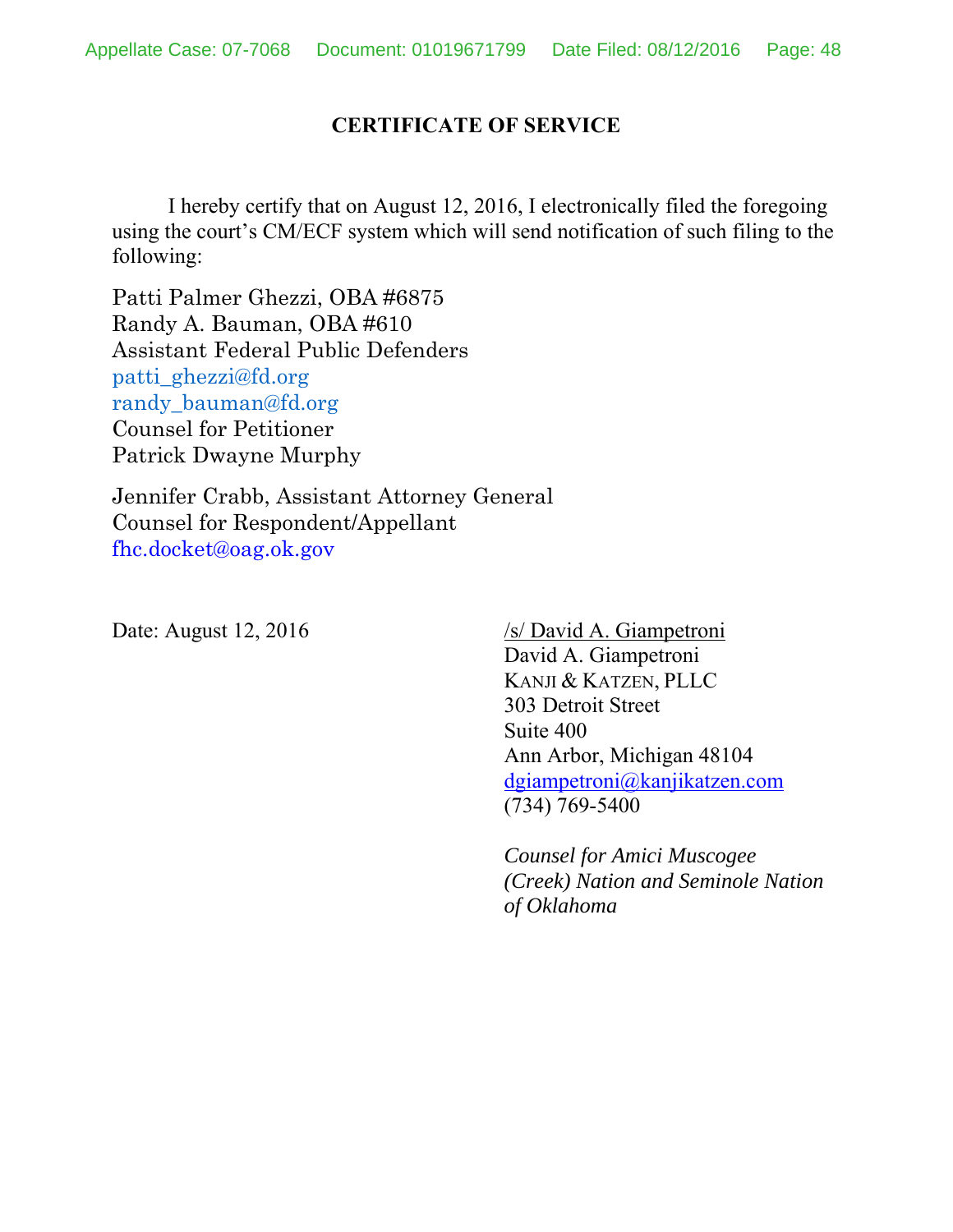## CERTIFICATE OF SERVICE

I hereby certify that on August 12, 2016, I electronically filed the foregoing using the court's CM/ECF system which will send notification of such filing to the following:

Patti Palmer Ghezzi, OBA #6875
Randy A. Bauman, OBA #610
Assistant Federal Public Defenders
patti_ghezzi@fd.org
randy_bauman@fd.org
Counsel for Petitioner
Patrick Dwayne Murphy

Jennifer Crabb, Assistant Attorney General
Counsel for Respondent/Appellant
fhc.docket@oag.ok.gov

Date: August 12, 2016

/s/ David A. Giampetroni
David A. Giampetroni
KANJI & KATZEN, PLLC
303 Detroit Street
Suite 400
Ann Arbor, Michigan 48104
dgiampetroni@kanjikatzen.com
(734) 769-5400

*Counsel for Amici Muscogee (Creek) Nation and Seminole Nation of Oklahoma*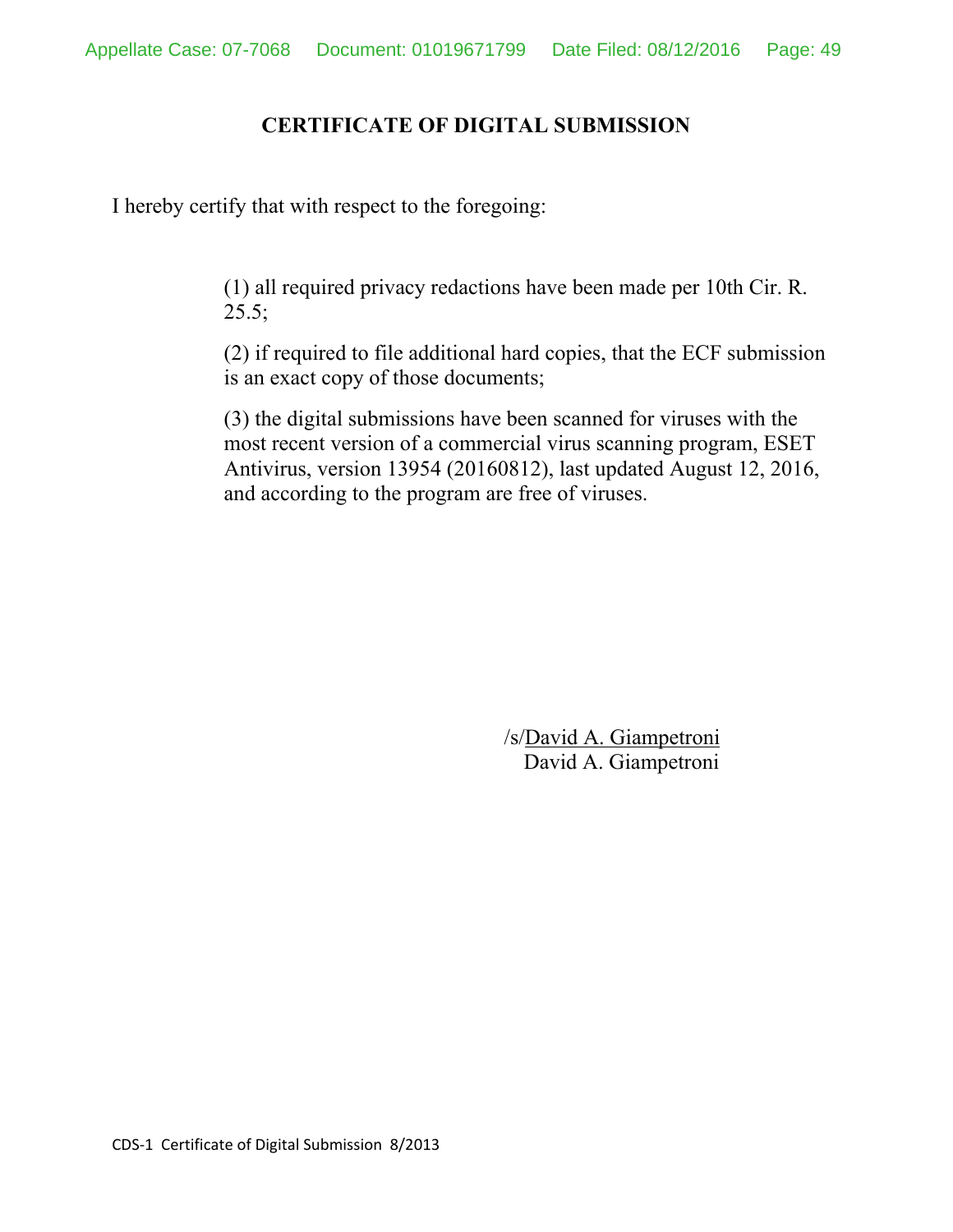**CERTIFICATE OF DIGITAL SUBMISSION**

I hereby certify that with respect to the foregoing:

(1) all required privacy redactions have been made per 10th Cir. R. 25.5;

(2) if required to file additional hard copies, that the ECF submission is an exact copy of those documents;

(3) the digital submissions have been scanned for viruses with the most recent version of a commercial virus scanning program, ESET Antivirus, version 13954 (20160812), last updated August 12, 2016, and according to the program are free of viruses.

/s/David A. Giampetroni
David A. Giampetroni

CDS-1 Certificate of Digital Submission 8/2013